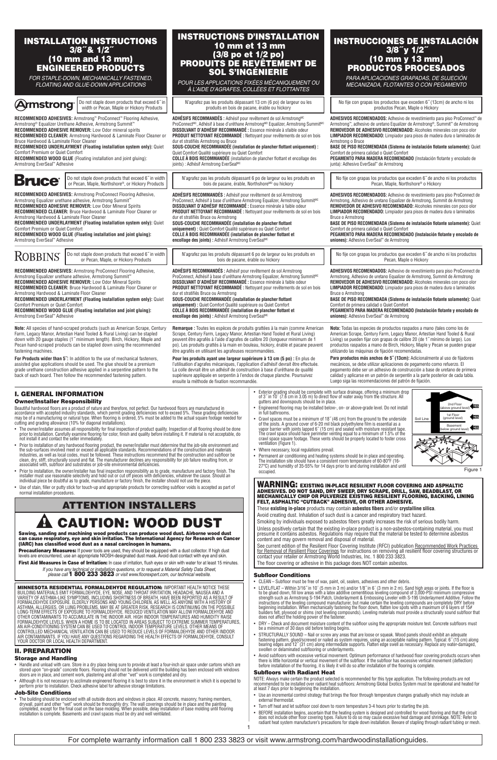# INSTALLATION INSTRUCTIONS 3/8˝ & 1/2˝ (10 mm and 13 mm) ENGINEERED PRODUCTS

*FOR STAPLE-DOWN, MECHANICALLY FASTENED, FLOATING AND GLUE-DOWN APPLICATIONS*

**Armstrong** — Do not staple down products that exceed 6˝ in width or Pecan, Maple or Hickory Products

**RECOMMENDED ADHESIVES:** Armstrong™ ProConnect™ Flooring Adhesive, Armstrong® Equalizer Urethane Adhesive, Armstrong Summit™
**RECOMMENDED ADHESIVE REMOVER:** Low Odor mineral spirits
**RECOMMENDED CLEANER:** Armstrong Hardwood & Laminate Floor Cleaner or Bruce Hardwood & Laminate Floor Cleaner
**RECOMMENDED UNDERLAYMENT (Floating installation system only):** Quiet Comfort Premium or Quiet Comfort
**RECOMMENDED WOOD GLUE** (Floating installation and joint gluing): Armstrong EverSeal™ Adhesive

**Bruce** — Do not staple down products that exceed 6˝ in width or Pecan, Maple, Northshore®, or Hickory Products

**RECOMMENDED ADHESIVES:** Armstrong ProConnect Flooring Adhesive, Armstrong Equalizer urethane adhesive, Armstrong Summit™
**RECOMMENDED ADHESIVE REMOVER:** Low Odor Mineral Spirits
**RECOMMENDED CLEANER:** Bruce Hardwood & Laminate Floor Cleaner or Armstrong Hardwood & Laminate Floor Cleaner
**RECOMMENDED UNDERLAYMENT (Floating installation system only):** Quiet Comfort Premium or Quiet Comfort
**RECOMMENDED WOOD GLUE (Floating installation and joint gluing):** Armstrong EverSeal™ Adhesive

**ROBBINS** — Do not staple down products that exceed 6˝ in width or Pecan, Maple, or Hickory Products

**RECOMMENDED ADHESIVES:** Armstrong ProConnect Flooring Adhesive, Armstrong Equalizer urethane adhesive, Armstrong Summit™
**RECOMMENDED ADHESIVE REMOVER:** Low Odor Mineral Spirits
**RECOMMENDED CLEANER:** Bruce Hardwood & Laminate Floor Cleaner or Armstrong Hardwood & Laminate Floor Cleaner
**RECOMMENDED UNDERLAYMENT (Floating installation system only):** Quiet Comfort Premium or Quiet Comfort
**RECOMMENDED WOOD GLUE (Floating installation and joint gluing):** Armstrong EverSeal™ Adhesive

**Note:** All species of hand-scraped products (such as American Scrape, Century Farm, Legacy Manor, Artestian Hand Tooled & Rural Living) can be stapled down with 20 gauge staples (1˝ minimum length). Birch, Hickory, Maple and Pecan hand-scraped products can be stapled down using the recommended fastening machines.

**For Products wider than 5˝:** In addition to the use of mechanical fasteners, assisted glue applications should be used. The glue should be a premium grade urethane construction adhesive applied in a serpentine pattern to the back of each board. Then follow the recommended fastening pattern.

# INSTRUCTIONS D'INSTALLATION 10 mm et 13 mm (3/8 po et 1/2 po) PRODUITS DE REVÊTEMENT DE SOL S'INGÉNIERIE

*POUR LES APPLICATIONS FIXÉES MÉCANIQUEMENT OU À L'AIDE D'AGRAFES, COLLÉES ET FLOTTANTES*

N'agrafez pas les produits dépassant 13 cm (6 po) de largeur ou les produits en bois de pacane, érable ou hickory

**ADHÉSIFS RECOMMANDÉS :** Adhésif pour revêtement de sol Armstrong[MC] ProConnect[MC], Adhésif à base d'uréthane Armstrong[MD] Equalizer, Armstrong Summit[MC]
**DISSOLVANT D'ADHÉSIF RECOMMANDÉ :** Essence minérale à faible odeur
**PRODUIT NETTOYANT RECOMMANDÉ :** Nettoyant pour revêtements de sol en bois dur et stratifiés Armstrong ou Bruce
**SOUS-COUCHE RECOMMANDÉE (installation de plancher flottant uniquement) :** Quiet Comfort Qualité supérieure ou Quiet Comfort
**COLLE À BOIS RECOMMANDÉE** (installation de plancher flottant et encollage des joints) : Adhésif Armstrong EverSeal[MC]

N'agrafez pas les produits dépassant 6 po de largeur ou les produits en bois de pacane, érable, Northshore[MD] ou hickory

**ADHÉSIFS RECOMMANDÉS :** Adhésif pour revêtement de sol Armstrong ProConnect, Adhésif à base d'uréthane Armstrong Equalizer, Armstrong Summit[MC]
**DISSOLVANT D'ADHÉSIF RECOMMANDÉ :** Essence minérale à faible odeur
**PRODUIT NETTOYANT RECOMMANDÉ :** Nettoyant pour revêtements de sol en bois dur et stratifiés Bruce ou Armstrong
**SOUS-COUCHE RECOMMANDÉE (installation de plancher flottant uniquement) :** Quiet Comfort Qualité supérieure ou Quiet Comfort
**COLLE À BOIS RECOMMANDÉE (installation de plancher flottant et encollage des joints) :** Adhésif Armstrong EverSeal[MC]

N'agrafez pas les produits dépassant 6 po de largeur ou les produits en bois de pacane, érable ou hickory

**ADHÉSIFS RECOMMANDÉS :** Adhésif pour revêtement de sol Armstrong ProConnect, Adhésif à base d'uréthane Armstrong Equalizer, Armstrong Summit[MC]
**DISSOLVANT D'ADHÉSIF RECOMMANDÉ :** Essence minérale à faible odeur
**PRODUIT NETTOYANT RECOMMANDÉ :** Nettoyant pour revêtements de sol en bois dur et stratifiés Bruce ou Armstrong
**SOUS-COUCHE RECOMMANDÉE (installation de plancher flottant uniquement) :** Quiet Comfort Qualité supérieure ou Quiet Comfort
**COLLE À BOIS RECOMMANDÉE (installation de plancher flottant et encollage des joints) :** Adhésif Armstrong EverSeal[MC]

**Remarque :** Toutes les espèces de produits grattés à la main (comme American Scrape, Century Farm, Legacy Manor, Artestian Hand Tooled et Rural Living) peuvent être agrafés à l'aide d'agrafes de calibre 20 (longueur minimum de 1 po). Les produits grattés à la main en bouleau, hickory, érable et pacane peuvent être agrafés en utilisant les agrafeuses recommandées.

**Pour les produits ayant une largeur supérieure à 13 cm (5 po) :** En plus de l'utilisation d'agrafes mécaniques, l'application d'adhésif devrait être effectuée. La colle devrait être un adhésif de construction à base d'uréthane de qualité supérieure appliquée en serpentin à l'endos de chaque planche. Poursuivez ensuite la méthode de fixation recommandée.

# INSTRUCCIONES DE INSTALACIÓN 3/8˝y 1/2˝ (10 mm y 13 mm) PRODUCTOS PROCESADOS

*PARA APLICACIONES GRAPADAS, DE SUJECIÓN MECANIZADA, FLOTANTES O CON PEGAMENTO*

No fije con grapas los productos que excedan 6˝ (13cm) de ancho ni los productos Pecan, Maple o Hickory

**ADHESIVOS RECOMENDADOS:** Adhesivo de revestimiento para piso ProConnect™ de Armstrong™, adhesivo de uretano Equalizer de Armstrong®, Summit™ de Armstrong
**REMOVEDOR DE ADHESIVO RECOMENDADO:** Alcoholes minerales con poco olor
**LIMPIADOR RECOMENDADO:** Limpiador para pisos de madera dura o laminados de Armstrong o Bruce
**BASE DE PISO RECOMENDADA (Sistema de instalación flotante solamente):** Quiet Comfort de primera calidad o Quiet Comfort
**PEGAMENTO PARA MADERA RECOMENDADO** (Instalación flotante y encolado de junta): Adhesivo EverSeal™ de Armstrong

No fije con grapas los productos que exceden 6˝ de ancho ni los productos Pecan, Maple, Northshore® o Hickory

**ADHESIVOS RECOMENDADOS:** Adhesivo de revestimiento para piso ProConnect de Armstrong, Adhesivo de uretano Equalizer de Armstrong, Summit de Armstrong
**REMOVEDOR DE ADHESIVO RECOMENDADO:** Alcoholes minerales con poco olor
**LIMPIADOR RECOMENDADO:** Limpiador para pisos de madera dura o laminados Bruce o Armstrong
**BASE DE PISO RECOMENDADA (Sistema de instalación flotante solamente):** Quiet Comfort de primera calidad o Quiet Comfort
**PEGAMENTO PARA MADERA RECOMENDADO (Instalación flotante y encolado de uniones):** Adhesivo EverSeal™ de Armstrong

No fije con grapas los productos que exceden 6˝ de ancho ni los productos Pecan, Maple o Hickory

**ADHESIVOS RECOMENDADOS:** Adhesivo de revestimiento para piso ProConnect de Armstrong, Adhesivo de uretano Equalizer de Armstrong, Summit de Armstrong
**REMOVEDOR DE ADHESIVO RECOMENDADO:** Alcoholes minerales con poco olor
**LIMPIADOR RECOMENDADO:** Limpiador para pisos de madera dura o laminados Bruce o Armstrong
**BASE DE PISO RECOMENDADA (Sistema de instalación flotante solamente):** Quiet Comfort de primera calidad o Quiet Comfort
**PEGAMENTO PARA MADERA RECOMENDADO (Instalación flotante y encolado de uniones):** Adhesivo EverSeal™ de Armstrong

**Nota:** Todas las especies de productos raspados a mano (tales como los de American Scrape, Century Farm, Legacy Manor, Artestian Hand Tooled & Rural Living) se pueden fijar con grapas de calibre 20 (de 1˝ mínimo de largo). Los productos raspados a mano de Birch, Hickory, Maple y Pecan se pueden grapar utilizando las máquinas de fijación recomendadas.

**Para productos más anchos de 5˝ (13cm):** Adicionalmente al uso de fijadores mecánicos, se debe utilizar aplicaciones de pegamento como refuerzo. El pegamento debe ser un adhesivo de construcción a base de uretano de primera calidad y aplicarse en un patrón de serpentín a la parte posterior de cada tabla. Luego siga las recomendaciones del patrón de fijación.

## I. GENERAL INFORMATION

### Owner/Installer Responsibility

Beautiful hardwood floors are a product of nature and therefore, not perfect. Our hardwood floors are manufactured in accordance with accepted industry standards, which permit grading deficiencies not to exceed 5%. These grading deficiencies may be of a manufacturing or natural type. When flooring is ordered, 5% must be added to the actual square footage needed for cutting and grading allowance (10% for diagonal installations).

- The owner/installer assumes all responsibility for final inspection of product quality. Inspection of all flooring should be done prior to installation. Carefully examine flooring for color, finish and quality before installing it. If material is not acceptable, do not install it and contact the seller immediately.
- Prior to installation of any hardwood flooring product, the owner/installer must determine that the job-site environment and the sub-surfaces involved meet or exceed all applicable standards. Recommendations of the construction and materials industries, as well as local codes, must be followed. These instructions recommend that the construction and subfloor be clean, dry, stiff, structurally sound and flat. The manufacturer declines any responsibility for job failure resulting from, or associated with, subfloor and substrates or job-site environmental deficiencies.
- Prior to installation, the owner/installer has final inspection responsibility as to grade, manufacture and factory finish. The installer must use reasonable selectivity and hold out or cut off pieces with deficiencies, whatever the cause. Should an individual piece be doubtful as to grade, manufacture or factory finish, the installer should not use the piece.
- Use of stain, filler or putty stick for touch-up and appropriate products for correcting subfloor voids is accepted as part of normal installation procedures.

## ATTENTION INSTALLERS

## ⚠ CAUTION: WOOD DUST

**Sawing, sanding and machining wood products can produce wood dust. Airborne wood dust can cause respiratory, eye and skin irritation. The International Agency for Research on Cancer (IARC) has classified wood dust as a nasal carcinogen in humans.**

**Precautionary Measures:** If power tools are used, they should be equipped with a dust collector. If high dust levels are encountered, use an appropriate NIOSH-designated dust mask. Avoid dust contact with eye and skin.

**First Aid Measures in Case of Irritation:** In case of irritation, flush eyes or skin with water for at least 15 minutes.

*If you have any technical or installation questions, or to request a Material Safety Data Sheet, please call* **1 800 233 3823** *or visit www.floorexpert.com, our technical website.*

**MINNESOTA RESIDENTIAL FORMALDEHYDE REGULATION:** IMPORTANT HEALTH NOTICE THESE BUILDING MATERIALS EMIT FORMALDEHYDE, EYE, NOSE, AND THROAT IRRITATION, HEADACHE, NAUSEA AND A VARIETY OF ASTHMA-LIKE SYMPTOMS, INCLUDING SHORTNESS OF BREATH, HAVE BEEN REPORTED AS A RESULT OF FORMALDEHYDE EXPOSURE. ELDERLY PERSONS AND YOUNG CHILDREN, AS WELL AS ANYONE WITH A HISTORY OF ASTHMA, ALLERGIES, OR LUNG PROBLEMS, MAY BE AT GREATER RISK. RESEARCH IS CONTINUING ON THE POSSIBLE LONG-TERM EFFECTS OF EXPOSURE TO FORMALDEHYDE. REDUCED VENTILATION MAY ALLOW FORMALDEHYDE AND OTHER CONTAMINANTS TO ACCUMULATE IN THE INDOOR AIR. HIGH INDOOR TEMPERATURES AND HUMIDITY RAISE FORMALDEHYDE LEVELS. WHEN A HOME IS TO BE LOCATED IN AREAS SUBJECT TO EXTREME SUMMER TEMPERATURES, AN AIR-CONDITIONING SYSTEM CAN BE USED TO CONTROL INDOOR TEMPERATURE LEVELS. OTHER MEANS OF CONTROLLED MECHANICAL VENTILATION CAN BE USED TO REDUCE LEVELS OF FORMALDEHYDE AND OTHER INDOOR AIR CONTAMINANTS. IF YOU HAVE ANY QUESTIONS REGARDING THE HEALTH EFFECTS OF FORMALDEHYDE, CONSULT YOUR DOCTOR OR LOCAL HEALTH DEPARTMENT.

## II. PREPARATION

### Storage and Handling

- Handle and unload with care. Store in a dry place being sure to provide at least a four-inch air space under cartons which are stored upon "on-grade" concrete floors. Flooring should not be delivered until the building has been enclosed with windows doors are in place, and cement work, plastering and all other "wet" work is completed and dry.
- Although it is not necessary to acclimate engineered flooring it is best to store it in the environment in which it is expected to perform prior to installation. Check adhesive label for adhesive storage limitations.

### Job-Site Conditions

- The building should be enclosed with all outside doors and windows in place. All concrete, masonry, framing members, drywall, paint and other "wet" work should be thoroughly dry. The wall coverings should be in place and the painting completed, except for the final coat on the base molding. When possible, delay installation of base molding until flooring installation is complete. Basements and crawl spaces must be dry and well ventilated.
- Exterior grading should be complete with surface drainage, offering a minimum drop of 3˝ in 10´ (7.6 cm in 3.05 m) to direct flow of water away from the structure. All gutters and downspouts should be in place.
- Engineered flooring may be installed below-, on- or above-grade level. Do not install in full bathrooms.
- Crawl spaces must be a minimum of 18˝ (46 cm) from the ground to the underside of the joists. A ground cover of 6-20 mil black polyethylene film is essential as a vapor barrier with joints lapped 6˝ (15 cm) and sealed with moisture resistant tape. The crawl space should have perimeter venting equal to a minimum of 1.5% of the crawl space square footage. These vents should be properly located to foster cross ventilation (Figure 1).
- Where necessary, local regulations prevail.
- Permanent air conditioning and heating systems should be in place and operating. The installation site should have a consistent room temperature of 60-80°F (16-27°C) and humidity of 35-55% for 14 days prior to and during installation and until occupied.

2nd Floor (above ground level) YES
1st Floor (ground level) YES
Soil Line
Basement (below ground level) YES

Figure 1

### WARNING: EXISTING IN-PLACE RESILIENT FLOOR COVERING AND ASPHALTIC ADHESIVES. DO NOT SAND, DRY SWEEP, DRY SCRAPE, DRILL, SAW, BEADBLAST, OR MECHANICALLY CHIP OR PULVERIZE EXISTING RESILIENT FLOORING, BACKING, LINING FELT, ASPHALTIC "CUTBACK" ADHESIVE, OR OTHER ADHESIVE.

These **existing in-place** products may contain **asbestos fibers** and/or **crystalline silica**.

Avoid creating dust. Inhalation of such dust is a cancer and respiratory tract hazard.

Smoking by individuals exposed to asbestos fibers greatly increases the risk of serious bodily harm.

Unless positively certain that the existing in-place product is a non-asbestos-containing material, you must presume it contains asbestos. Regulations may require that the material be tested to determine asbestos content and may govern removal and disposal of material.

See current edition of the Resilient Floor Covering Institute (RFCI) publication Recommended Work Practices for Removal of Resilient Floor Coverings for instructions on removing all resilient floor covering structures or contact your retailer or Armstrong World Industries, Inc. 1 800 233 3823.

The floor covering or adhesive in this package does NOT contain asbestos.

### Subfloor Conditions

- CLEAN – Subfloor must be free of wax, paint, oil, sealers, adhesives and other debris.
- LEVEL/FLAT – Within 3/16˝ in 10´ (5 mm in 3 m) and/or 1/8˝ in 6´ (3 mm in 2 m). Sand high areas or joints. If the floor is to be glued down, fill low areas with a latex additive cementitious leveling compound of 3,000-PSI minimum compressive strength such as Armstrong S-194 Patch, Underlayment & Embossing Leveler with S-195 Underlayment Additive. Follow the instructions of the leveling compound manufacturer, but make certain the leveling compounds are completely DRY before beginning installation. When mechanically fastening the floor down, flatten low spots with a maximum of 6 layers of 15# builders felt, plywood or shims (not leveling compounds). Leveling materials must provide a structurally sound subfloor that does not affect the holding power of the fastener.
- DRY – Check and document moisture content of the subfloor using the appropriate moisture test. Concrete subfloors must be a minimum of 30 days old before testing begins.
- STRUCTURALLY SOUND – Nail or screw any areas that are loose or squeak. Wood panels should exhibit an adequate fastening pattern, glued/screwed or nailed as system requires, using an acceptable nailing pattern. Typical: 6˝ (15 cm) along bearing edges and 12˝ (31 cm) along intermediate supports. Flatten edge swell as necessary. Replace any water-damaged, swollen or delaminated subflooring or underlayments.
- Avoid subfloors with excessive vertical movement. Optimum performance of hardwood floor covering products occurs when there is little horizontal or vertical movement of the subfloor. If the subfloor has excessive vertical movement (deflection) before installation of the flooring, it is likely it will do so after installation of the flooring is complete.

### Subfloors with Radiant Heat

NOTE: Always make certain the product selected is recommended for this type application. The following products are not recommended to be installed over radiant heat subfloors: Armstrong Global Exotics System must be operational and heated for at least 7 days prior to beginning the installation.

- Use an incremental control strategy that brings the floor through temperature changes gradually which may include an external thermostat.
- Turn off heat and let subfloor cool down to room temperature 3-4 hours prior to starting the job.
- BEFORE installation begins, ascertain that the heating system is designed and controlled for wood flooring and that the circuit does not include other floor covering types. Failure to do so may cause excessive heat damage and shrinkage. NOTE: Refer to radiant heat system manufacturer's precautions for staple down installation. Beware of stapling through radiant tubing or mesh.

For complete warranty information call 1 800 233 3823 or visit www.armstrong.com/hardwoodinstallationguides.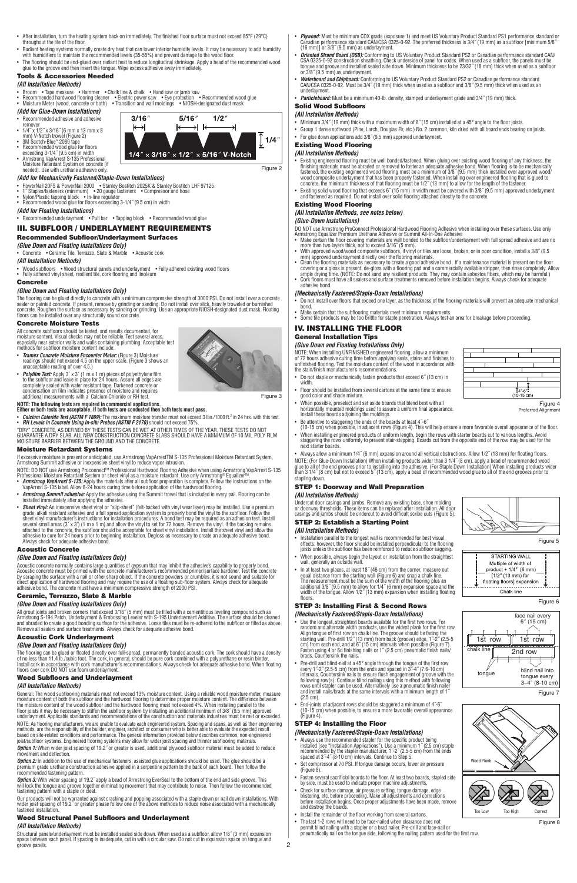- After installation, turn the heating system back on immediately. The finished floor surface must not exceed 85°F (29°C) throughout the life of the floor.
- Radiant heating systems normally create dry heat that can lower interior humidity levels. It may be necessary to add humidity with humidifiers to maintain the recommended levels (35-55%) and prevent damage to the wood floor.
- The flooring should be end-glued over radiant heat to reduce longitudinal shrinkage. Apply a bead of the recommended wood glue to the groove end then insert the tongue. Wipe excess adhesive away immediately.

### Tools & Accessories Needed

*(All Installation Methods)*

- Broom • Tape measure • Hammer • Chalk line & chalk • Hand saw or jamb saw
- Recommended hardwood flooring cleaner • Electric power saw • Eye protection • Recommended wood glue
- Moisture Meter (wood, concrete or both) • Transition and wall moldings • NIOSH-designated dust mask

*(Add for Glue-Down Installations)*

- Recommended adhesive and adhesive remover
- 1/4″ x 1/2″ x 3/16″ (6 mm x 13 mm x 8 mm) V-Notch trowel (Figure 2)
- 3M Scotch-Blue™ 2080 tape
- Recommended wood glue for floors exceeding 3-1/4″ (9.5 cm) in width
- Armstrong VapArrest S-135 Professional Moisture Retardant System on concrete (if needed). Use with urethane adhesive only.

3/16″ 5/16″ 1/2″ 1/4″
1/4″ × 3/16″ × 1/2″ × 5/16″ V-Notch

Figure 2

*(Add for Mechanically Fastened/Staple-Down Installations)*

- PowerNail 20FS & PowerNail 2000 • Stanley Bostitch 2025K & Stanley Bostitch LHF 97125
- 1″ Staples/fasteners (minimum) • 20 gauge fasteners • Compressor and hose
- Nylon/Plastic tapping block • In-line regulator
- Recommended wood glue for floors exceeding 3-1/4″ (9.5 cm) in width

*(Add for Floating Installations)*

- Recommended underlayment • Pull bar • Tapping block • Recommended wood glue

## III. SUBFLOOR / UNDERLAYMENT REQUIREMENTS

### Recommended Subfloor/Underlayment Surfaces

*(Glue Down and Floating Installations Only)*

- Concrete • Ceramic Tile, Terrazzo, Slate & Marble • Acoustic cork

*(All Installation Methods)*

- Wood subfloors • Wood structural panels and underlayment • Fully adhered existing wood floors
- Fully adhered vinyl sheet, resilient tile, cork flooring and linoleum

### Concrete

*(Glue Down and Floating Installations Only)*

The flooring can be glued directly to concrete with a minimum compressive strength of 3000 PSI. Do not install over a concrete sealer or painted concrete. If present, remove by grinding or sanding. Do not install over slick, heavily troweled or burnished concrete. Roughen the surface as necessary by sanding or grinding. Use an appropriate NIOSH-designated dust mask. Floating floors can be installed over any structurally sound concrete.

### Concrete Moisture Tests

All concrete subfloors should be tested, and results documented, for moisture content. Visual checks may not be reliable. Test several areas, especially near exterior walls and walls containing plumbing. Acceptable test methods for subfloor moisture content include:

- ***Tramex Concrete Moisture Encounter Meter:*** (Figure 3) Moisture readings should not exceed 4.5 on the upper scale. (Figure 3 shows an unacceptable reading of over 4.5.)
- ***Polyfilm Test:*** Apply 3´ x 3´ (1 m x 1 m) pieces of polyethylene film to the subfloor and leave in place for 24 hours. Assure all edges are completely sealed with water resistant tape. Darkened concrete or condensation on film indicates presence of moisture and requires additional measurements with a Calcium Chloride or RH test.

Figure 3

**NOTE: The following tests are required in commercial applications. Either or both tests are acceptable. If both tests are conducted then both tests must pass.**

- ***Calcium Chloride Test (ASTM F 1869):*** The maximum moisture transfer must not exceed 3 lbs./1000 ft.² in 24 hrs. with this test.
- ***RH Levels in Concrete Using In-situ Probes (ASTM F 2170)*** should not exceed 75%.

"DRY" CONCRETE, AS DEFINED BY THESE TESTS CAN BE WET AT OTHER TIMES OF THE YEAR. THESE TESTS DO NOT GUARANTEE A DRY SLAB. ALL NEW CONSTRUCTION CONCRETE SLABS SHOULD HAVE A MINIMUM OF 10 MIL POLY FILM MOISTURE BARRIER BETWEEN THE GROUND AND THE CONCRETE.

### Moisture Retardant Systems

If excessive moisture is present or anticipated, use Armstrong VapArrestTM S-135 Professional Moisture Retardant System, Armstrong Summit adhesive or inexpensive sheet vinyl to reduce vapor intrusion.

NOTE: DO NOT use Armstrong Proconnect℠ Professional Hardwood Flooring Adhesive when using Armstrong VapArrest S-135 Professional Moisture Retardant System or sheet vinyl as a moisture retardant. Use only Armstrong® Equalizer™.

- ***Armstrong VapArrest S-135:*** Apply the materials after all subfloor preparation is complete. Follow the instructions on the VapArrest S-135 label. Allow 8-24 hours curing time before application of the hardwood flooring.
- ***Armstrong Summit adhesive:*** Apply the adhesive using the Summit trowel that is included in every pail. Flooring can be installed immediately after applying the adhesive.
- ***Sheet vinyl:*** An inexpensive sheet vinyl or "slip-sheet" (felt-backed with vinyl wear layer) may be installed. Use a premium grade, alkali resistant adhesive and a full spread application system to properly bond the vinyl to the subfloor. Follow the sheet vinyl manufacturer's instructions for installation procedures. A bond test may be required as an adhesion test. Install several small areas (3´ x 3´) (1 m x 1 m) and allow the vinyl to set for 72 hours. Remove the vinyl. If the backing remains attached to the concrete, the subfloor should be acceptable for sheet vinyl installation. Install the sheet vinyl and allow the adhesive to cure for 24 hours prior to beginning installation. Degloss as necessary to create an adequate adhesive bond. Always check for adequate adhesive bond.

### Acoustic Concrete

*(Glue Down and Floating Installations Only)*

Acoustic concrete normally contains large quantities of gypsum that may inhibit the adhesive's capability to properly bond. Acoustic concrete must be primed with the concrete manufacturer's recommended primer/surface hardener. Test the concrete by scraping the surface with a nail or other sharp object. If the concrete powders or crumbles, it is not sound and suitable for direct application of hardwood flooring and may require the use of a floating sub-floor system. Always check for adequate adhesive bond. The concrete must have a minimum compressive strength of 2000 PSI.

### Ceramic, Terrazzo, Slate & Marble

*(Glue Down and Floating Installations Only)*

All grout joints and broken corners that exceed 3/16″ (5 mm) must be filled with a cementitious leveling compound such as Armstrong S-194 Patch, Underlayment & Embossing Leveler with S-195 Underlayment Additive. The surface should be cleaned and abraded to create a good bonding surface for the adhesive. Loose tiles must be re-adhered to the subfloor or filled as above. Remove all sealers and surface treatments. Always check for adequate adhesive bond.

### Acoustic Cork Underlayment

*(Glue Down and Floating Installations Only)*

The flooring can be glued or floated directly over full-spread, permanently bonded acoustic cork. The cork should have a density of no less than 11.4 lb./cubic foot. The cork, in general, should be pure cork combined with a polyurethane or resin binder. Install cork in accordance with cork manufacturer's recommendations. Always check for adequate adhesive bond. When floating floors over cork DO NOT use foam underlayment.

### Wood Subfloors and Underlayment

*(All Installation Methods)*

General: The wood subflooring materials must not exceed 13% moisture content. Using a reliable wood moisture meter, measure moisture content of both the subfloor and the hardwood flooring to determine proper moisture content. The difference between the moisture content of the wood subfloor and the hardwood flooring must not exceed 4%. When installing parallel to the floor joists it may be necessary to stiffen the subfloor system by installing an additional minimum of 3/8″ (9.5 mm) approved underlayment. Applicable standards and recommendations of the construction and materials industries must be met or exceeded.

NOTE: As flooring manufacturers, we are unable to evaluate each engineered system. Spacing and spans, as well as their engineering methods, are the responsibility of the builder, engineer, architect or consumer who is better able to evaluate the expected result based on site-related conditions and performance. The general information provided below describes common, non-engineered joist/subfloor systems. Engineered flooring systems may allow for wider joist spacing and thinner subflooring materials.

***Option 1:*** When wider joist spacing of 19.2″ or greater is used, additional plywood subfloor material must be added to reduce movement and deflection.

***Option 2:*** In addition to the use of mechanical fasteners, assisted glue applications should be used. The glue should be a premium grade urethane construction adhesive applied in a serpentine pattern to the back of each board. Then follow the recommended fastening pattern.

***Option 3:*** With wider spacing of 19.2″ apply a bead of Armstrong EverSeal to the bottom of the end and side groove. This will lock the tongue and groove together eliminating movement that may contribute to noise. Then follow the recommended fastening pattern with a staple or cleat.

Our products will not be warranted against cracking and popping associated with a staple down or nail down installations. With wider joist spacing of 19.2″ or greater please follow one of the above methods to reduce noise associated with a mechanically fastened installation.

### Wood Structural Panel Subfloors and Underlayment

*(All Installation Methods)*

Structural panels/underlayment must be installed sealed side down. When used as a subfloor, allow 1/8″ (3 mm) expansion space between each panel. If spacing is inadequate, cut in with a circular saw. Do not cut in expansion space on tongue and groove panels.

- ***Plywood:*** Must be minimum CDX grade (exposure 1) and meet US Voluntary Product Standard PS1 performance standard or Canadian performance standard CAN/CSA 0325-0-92. The preferred thickness is 3/4″ (19 mm) as a subfloor [minimum 5/8″ (16 mm)] or 3/8″ (9.5 mm) as underlayment.
- ***Oriented Strand Board (OSB):*** Conforming to US Voluntary Product Standard PS2 or Canadian performance standard CAN/CSA 0325-0-92 construction sheathing. Check underside of panel for codes. When used as a subfloor, the panels must be tongue and groove and installed sealed side down. Minimum thickness to be 23/32″ (18 mm) thick when used as a subfloor or 3/8″ (9.5 mm) as underlayment.
- ***Waferboard and Chipboard:*** Conforming to US Voluntary Product Standard PS2 or Canadian performance standard CAN/CSA 0325-0-92. Must be 3/4″ (19 mm) thick when used as a subfloor and 3/8″ (9.5 mm) thick when used as an underlayment.
- ***Particleboard:*** Must be a minimum 40-lb. density, stamped underlayment grade and 3/4″ (19 mm) thick.

### Solid Wood Subfloors

*(All Installation Methods)*

- Minimum 3/4″ (19 mm) thick with a maximum width of 6″ (15 cm) installed at a 45° angle to the floor joists.
- Group 1 dense softwood (Pine, Larch, Douglas Fir, etc.) No. 2 common, kiln dried with all board ends bearing on joists.
- For glue down applications add 3/8″ (9.5 mm) approved underlayment.

### Existing Wood Flooring

*(All Installation Methods)*

- Existing engineered flooring must be well bonded/fastened. When gluing over existing wood flooring of any thickness, the finishing materials must be abraded or removed to foster an adequate adhesive bond. When flooring is to be mechanically fastened, the existing engineered wood flooring must be a minimum of 3/8″ (9.5 mm) thick installed over approved wood/wood composite underlayment that has been properly fastened. When installing over engineered flooring that is glued to concrete, the minimum thickness of that flooring must be 1/2″ (13 mm) to allow for the length of the fastener.
- Existing solid wood flooring that exceeds 6″ (15 mm) in width must be covered with 3/8″ (9.5 mm) approved underlayment and fastened as required. Do not install over solid flooring attached directly to the concrete.

### Existing Wood Flooring

*(All Installation Methods, see notes below)*

*(Glue-Down Installations)*

DO NOT use Armstrong ProConnect Professional Hardwood Flooring Adhesive when installing over these surfaces. Use only Armstrong Equalizer Premium Urethane Adhesive or Summit All-In-One Adhesive

- Make certain the floor covering materials are well bonded to the subfloor/underlayment with full spread adhesive and are no more than two layers thick, not to exceed 3/16″ (5 mm).
- With approved wood/wood composite subfloors, if vinyl or tiles are loose, broken, or in poor condition, install a 3/8″ (9.5 mm) approved underlayment directly over the flooring materials.
- Clean the flooring materials as necessary to create a good adhesive bond . If a maintenance material is present on the floor covering or a gloss is present, de-gloss with a flooring pad and a commercially available stripper, then rinse completely. Allow ample drying time. (NOTE: Do not sand any resilient products. They may contain asbestos fibers, which may be harmful.)
- Cork floors must have all sealers and surface treatments removed before installation begins. Always check for adequate adhesive bond.

*(Mechanically Fastened/Staple-Down Installations)*

- Do not install over floors that exceed one layer, as the thickness of the flooring materials will prevent an adequate mechanical bond.
- Make certain that the subflooring materials meet minimum requirements.
- Some tile products may be too brittle for staple penetration. Always test an area for breakage before proceeding.

## IV. INSTALLING THE FLOOR

### General Installation Tips

*(Glue Down and Floating Installations Only)*

NOTE: When installing UNFINISHED engineered flooring, allow a minimum of 72 hours adhesive curing time before applying seals, stains and finishes to unfinished flooring. Test the moisture content of the wood in accordance with the stain/finish manufacturer's recommendations.

- Do not staple or mechanically fasten products that exceed 6″ (13 cm) in width.
- Floor should be installed from several cartons at the same time to ensure good color and shade mixture.
- When possible, preselect and set aside boards that blend best with all horizontally mounted moldings used to assure a uniform final appearance. Install these boards adjoining the moldings.
- Be attentive to staggering the ends of the boards at least 4″-6″ (10-15 cm) when possible, in adjacent rows (Figure 4). This will help ensure a more favorable overall appearance of the floor.
- When installing engineered products of uniform length, begin the rows with starter boards cut to various lengths. Avoid staggering the rows uniformly to prevent stair-stepping. Boards cut from the opposite end of the row may be used for the next starter boards.
- Always allow a minimum 1/4″ (6 mm) expansion around all vertical obstructions. Allow 1/2″ (13 mm) for floating floors.

4″-6″ (10-15 cm)

Figure 4
Preferred Alignment

NOTE: (For Glue-Down Installation) When installing products wider than 3 1/4″ (8 cm), apply a bead of recommended wood glue to all of the end grooves prior to installing into the adhesive. (For Staple Down Installation) When installing products wider than 3 1/4″ (8 cm) but not to exceed 5″ (13 cm), apply a bead of recommended wood glue to all of the end grooves prior to stapling down.

### STEP 1: Doorway and Wall Preparation

*(All Installation Methods)*

Undercut door casings and jambs. Remove any existing base, shoe molding or doorway thresholds. These items can be replaced after installation. All door casings and jambs should be undercut to avoid difficult scribe cuts (Figure 5).

Figure 5

### STEP 2: Establish a Starting Point

*(All Installation Methods)*

- Installation parallel to the longest wall is recommended for best visual effects, however, the floor should be installed perpendicular to the flooring joists unless the subfloor has been reinforced to reduce subfloor sagging.
- When possible, always begin the layout or installation from the straightest wall, generally an outside wall.
- In at least two places, at least 18″ (46 cm) from the corner, measure out equal distance from the starting wall (Figure 6) and snap a chalk line. The measurement must be the sum of the width of the flooring plus an additional 3/8″ (9.5 mm) to allow for 1/4″ (6 mm) expansion space and the width of the tongue. Allow 1/2″ (13 mm) expansion when installing floating floors.

STARTING WALL
Multiple of width of product + 1/4″ (6 mm) [1/2″ (13 mm) for floating floors] expansion
Chalk line

Figure 6

### STEP 3: Installing First & Second Rows

*(Mechanically Fastened/Staple-Down Installations)*

- Use the longest, straightest boards available for the first two rows. For random and alternate width products, use the widest plank for the first row. Align tongue of first row on chalk line. The groove should be facing the starting wall. Pre-drill 1/2″ (13 mm) from back (groove) edge, 1″-2″ (2.5-5 cm) from each end, and at 6″ (15 cm) intervals when possible (Figure 7). Fasten using 4 or 6d finishing nails or 1″ (2.5 cm) pneumatic finish nails/brads. Countersink the nails.
- Pre-drill and blind-nail at a 45° angle through the tongue of the first row every 1″-2″ (2.5-5 cm) from the ends and spaced in 3″-4″ (7.6-10 cm) intervals. Countersink nails to ensure flush engagement of groove with the following row(s). Continue blind nailing using this method with following rows until stapler can be used. Alternatively use a pneumatic finish nailer and install nails/brads at the same intervals with a minimum length of 1″ (2.5 cm).
- End-joints of adjacent rows should be staggered a minimum of 4″-6″ (10-15 cm) when possible, to ensure a more favorable overall appearance (Figure 4).

face nail every 6″ (15 cm)
1st row 1st row
chalk line 2nd row
tongue
blind nail into tongue every 3–4″ (8-10 cm)

Figure 7

### STEP 4: Installing the Floor

*(Mechanically Fastened/Staple-Down Installations)*

- Always use the recommended stapler for the specific product being installed (see "Installation Applications"). Use a minimum 1″ (2.5 cm) staple recommended by the stapler manufacturer, 1″-2″ (2.5-5 cm) from the ends spaced at 3″-4″ (8-10 cm) intervals. Continue to Step 5.
- Set compressor at 70 PSI. If tongue damage occurs, lower air pressure (Figure 8).
- Fasten several sacrificial boards to the floor. At least two boards, stapled side by side, must be used to indicate proper machine adjustments.
- Check for surface damage, air pressure setting, tongue damage, edge blistering, etc. before proceeding. Make all adjustments and corrections before installation begins. Once proper adjustments have been made, remove and destroy the boards.
- Install the remainder of the floor working from several cartons.
- The last 1-2 rows will need to be face-nailed when clearance does not permit blind nailing with a stapler or a brad nailer. Pre-drill and face-nail or pneumatically nail on the tongue side, following the nailing pattern used for the first row.

Wood Plank
Too Low Too High Correct

Figure 8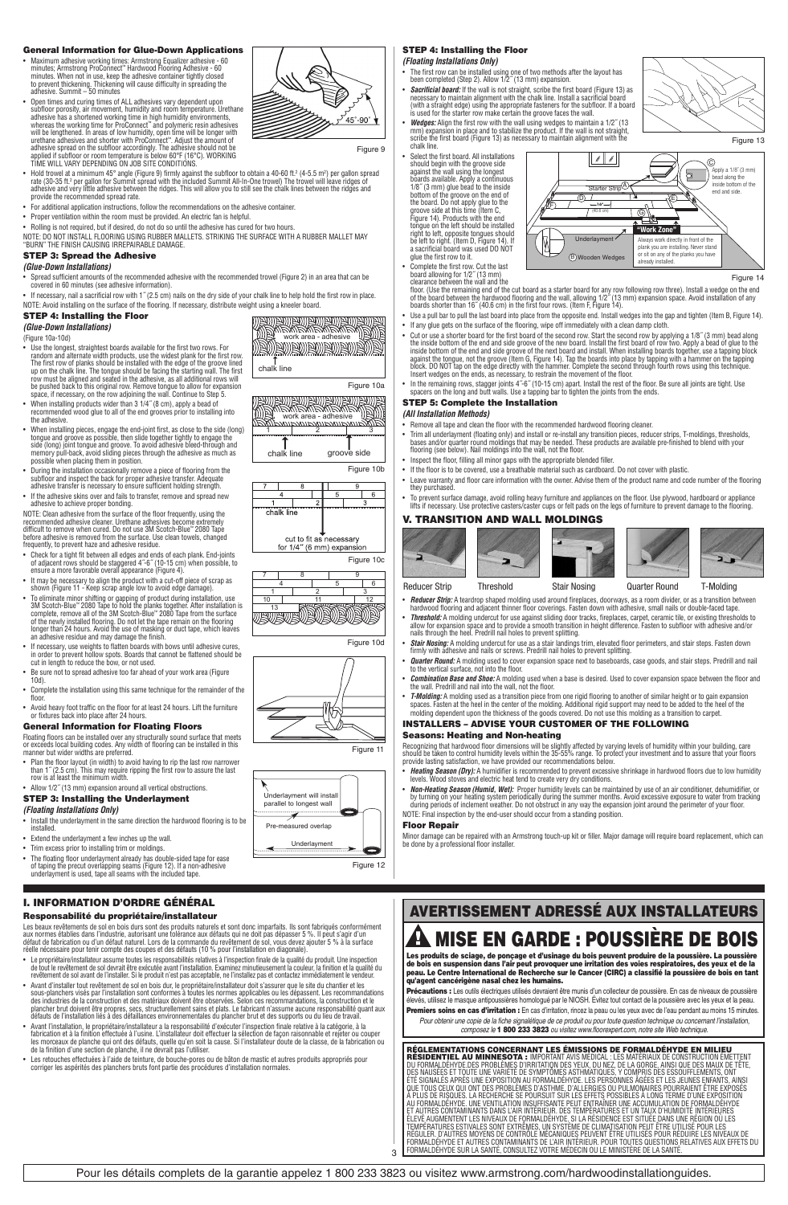### General Information for Glue-Down Applications

- Maximum adhesive working times: Armstrong Equalizer adhesive - 60 minutes; Armstrong ProConnect™ Hardwood Flooring Adhesive - 60 minutes. When not in use, keep the adhesive container tightly closed to prevent thickening. Thickening will cause difficulty in spreading the adhesive. Summit – 50 minutes
- Open times and curing times of ALL adhesives vary dependent upon subfloor porosity, air movement, humidity and room temperature. Urethane adhesive has a shortened working time in high humidity environments, whereas the working time for ProConnect™ and polymeric resin adhesives will be lengthened. In areas of low humidity, open time will be longer with urethane adhesives and shorter with ProConnect™. Adjust the amount of adhesive spread on the subfloor accordingly. The adhesive should not be applied if subfloor or room temperature is below 60°F (16°C). WORKING TIME WILL VARY DEPENDING ON JOB SITE CONDITIONS.
- Hold trowel at a minimum 45° angle (Figure 9) firmly against the subfloor to obtain a 40-60 ft.² (4-5.5 m²) per gallon spread rate (30-35 ft.² per gallon for Summit spread with the included Summit All-In-One trowel) The trowel will leave ridges of adhesive and very little adhesive between the ridges. This will allow you to still see the chalk lines between the ridges and provide the recommended spread rate.
- For additional application instructions, follow the recommendations on the adhesive container.
- Proper ventilation within the room must be provided. An electric fan is helpful.
- Rolling is not required, but if desired, do not do so until the adhesive has cured for two hours.

NOTE: DO NOT INSTALL FLOORING USING RUBBER MALLETS. STRIKING THE SURFACE WITH A RUBBER MALLET MAY "BURN" THE FINISH CAUSING IRREPAIRABLE DAMAGE.

45°-90°

Figure 9

### STEP 3: Spread the Adhesive

*(Glue-Down Installations)*

- Spread sufficient amounts of the recommended adhesive with the recommended trowel (Figure 2) in an area that can be covered in 60 minutes (see adhesive information).
- If necessary, nail a sacrificial row with 1˝ (2.5 cm) nails on the dry side of your chalk line to help hold the first row in place.

NOTE: Avoid installing on the surface of the flooring. If necessary, distribute weight using a kneeler board.

### STEP 4: Installing the Floor

*(Glue-Down Installations)*

(Figure 10a-10d)

- Use the longest, straightest boards available for the first two rows. For random and alternate width products, use the widest plank for the first row. The first row of planks should be installed with the edge of the groove lined up on the chalk line. The tongue should be facing the starting wall. The first row must be aligned and seated in the adhesive, as all additional rows will be pushed back to this original row. Remove tongue to allow for expansion space, if necessary, on the row adjoining the wall. Continue to Step 5.
- When installing products wider than 3 1/4˝ (8 cm), apply a bead of recommended wood glue to all of the end grooves prior to installing into the adhesive.
- When installing pieces, engage the end-joint first, as close to the side (long) tongue and groove as possible, then slide together tightly to engage the side (long) joint tongue and groove. To avoid adhesive bleed-through and memory pull-back, avoid sliding pieces through the adhesive as much as possible when placing them in position.
- During the installation occasionally remove a piece of flooring from the subfloor and inspect the back for proper adhesive transfer. Adequate adhesive transfer is necessary to ensure sufficient holding strength.
- If the adhesive skins over and fails to transfer, remove and spread new adhesive to achieve proper bonding.

NOTE: Clean adhesive from the surface of the floor frequently, using the recommended adhesive cleaner. Urethane adhesives become extremely difficult to remove when cured. Do not use 3M Scotch-Blue™ 2080 Tape before adhesive is removed from the surface. Use clean towels, changed frequently, to prevent haze and adhesive residue.

- Check for a tight fit between all edges and ends of each plank. End-joints of adjacent rows should be staggered 4˝-6˝ (10-15 cm) when possible, to ensure a more favorable overall appearance (Figure 4).
- It may be necessary to align the product with a cut-off piece of scrap as shown (Figure 11 - Keep scrap angle low to avoid edge damage).
- To eliminate minor shifting or gapping of product during installation, use 3M Scotch-Blue™ 2080 Tape to hold the planks together. After installation is complete, remove all of the 3M Scotch-Blue™ 2080 Tape from the surface of the newly installed flooring. Do not let the tape remain on the flooring longer than 24 hours. Avoid the use of masking or duct tape, which leaves an adhesive residue and may damage the finish.
- If necessary, use weights to flatten boards with bows until adhesive cures, in order to prevent hollow spots. Boards that cannot be flattened should be cut in length to reduce the bow, or not used.
- Be sure not to spread adhesive too far ahead of your work area (Figure 10d).
- Complete the installation using this same technique for the remainder of the floor.
- Avoid heavy foot traffic on the floor for at least 24 hours. Lift the furniture or fixtures back into place after 24 hours.

work area - adhesive

chalk line

Figure 10a

work area - adhesive

chalk line — groove side

Figure 10b

chalk line

cut to fit as necessary for 1/4˝ (6 mm) expansion

Figure 10c

Figure 10d

Figure 11

### General Information for Floating Floors

Floating floors can be installed over any structurally sound surface that meets or exceeds local building codes. Any width of flooring can be installed in this manner but wider widths are preferred.

- Plan the floor layout (in width) to avoid having to rip the last row narrower than 1˝ (2.5 cm). This may require ripping the first row to assure the last row is at least the minimum width.
- Allow 1/2˝ (13 mm) expansion around all vertical obstructions.

### STEP 3: Installing the Underlayment

*(Floating Installations Only)*

- Install the underlayment in the same direction the hardwood flooring is to be installed.
- Extend the underlayment a few inches up the wall.
- Trim excess prior to installing trim or moldings.
- The floating floor underlayment already has double-sided tape for ease of taping the precut overlapping seams (Figure 12). If a non-adhesive underlayment is used, tape all seams with the included tape.

Underlayment will install parallel to longest wall

Pre-measured overlap

Underlayment

Figure 12

### STEP 4: Installing the Floor

*(Floating Installations Only)*

- The first row can be installed using one of two methods after the layout has been completed (Step 2). Allow 1/2˝ (13 mm) expansion.
- ***Sacrificial board:*** If the wall is not straight, scribe the first board (Figure 13) as necessary to maintain alignment with the chalk line. Install a sacrificial board (with a straight edge) using the appropriate fasteners for the subfloor. If a board is used for the starter row make certain the groove faces the wall.
- ***Wedges:*** Align the first row with the wall using wedges to maintain a 1/2˝ (13 mm) expansion in place and to stabilize the product. If the wall is not straight, scribe the first board (Figure 13) as necessary to maintain alignment with the chalk line.
- Select the first board. All installations should begin with the groove side against the wall using the longest boards available. Apply a continuous 1/8˝ (3 mm) glue bead to the inside bottom of the groove on the end of the board. Do not apply glue to the groove side at this time (Item C, Figure 14). Products with the end tongue on the left should be installed right to left, opposite tongues should be left to right. (Item D, Figure 14). If a sacrificial board was used DO NOT glue the first row to it.
- Complete the first row. Cut the last board allowing for 1/2˝ (13 mm) clearance between the wall and the floor. (Use the remaining end of the cut board as a starter board for any row following row three). Install a wedge on the end of the board between the hardwood flooring and the wall, allowing 1/2˝ (13 mm) expansion space. Avoid installation of any boards shorter than 16˝ (40.6 cm) in the first four rows. (Item F, Figure 14).
- Use a pull bar to pull the last board into place from the opposite end. Install wedges into the gap and tighten (Item B, Figure 14).
- If any glue gets on the surface of the flooring, wipe off immediately with a clean damp cloth.
- Cut or use a shorter board for the first board of the second row. Start the second row by applying a 1/8˝ (3 mm) bead along the inside bottom of the end and side groove of the new board. Install the first board of row two. Apply a bead of glue to the inside bottom of the end and side groove of the next board and install. When installing boards together, use a tapping block against the tongue, not the groove (Item G, Figure 14). Tap the boards into place by tapping with a hammer on the tapping block. DO NOT tap on the edge directly with the hammer. Complete the second through fourth rows using this technique. Insert wedges on the ends, as necessary, to restrain the movement of the floor.
- In the remaining rows, stagger joints 4˝-6˝ (10-15 cm) apart. Install the rest of the floor. Be sure all joints are tight. Use spacers on the long and butt walls. Use a tapping bar to tighten the joints from the ends.

Figure 13

Apply a 1/8˝ (3 mm) bead along the inside bottom of the end and side.

Starter Strip (A)

16˝ (40.6 cm)

"Work Zone"

Underlayment

(B) Wooden Wedges

Always work directly in front of the plank you are installing. Never stand or sit on any of the planks you have already installed.

Figure 14

### STEP 5: Complete the Installation

*(All Installation Methods)*

- Remove all tape and clean the floor with the recommended hardwood flooring cleaner.
- Trim all underlayment (floating only) and install or re-install any transition pieces, reducer strips, T-moldings, thresholds, bases and/or quarter round moldings that may be needed. These products are available pre-finished to blend with your flooring (see below). Nail moldings into the wall, not the floor.
- Inspect the floor, filling all minor gaps with the appropriate blended filler.
- If the floor is to be covered, use a breathable material such as cardboard. Do not cover with plastic.
- Leave warranty and floor care information with the owner. Advise them of the product name and code number of the flooring they purchased.
- To prevent surface damage, avoid rolling heavy furniture and appliances on the floor. Use plywood, hardboard or appliance lifts if necessary. Use protective casters/caster cups or felt pads on the legs of furniture to prevent damage to the flooring.

## V. TRANSITION AND WALL MOLDINGS

Reducer Strip — Threshold — Stair Nosing — Quarter Round — T-Molding

- ***Reducer Strip:*** A teardrop shaped molding used around fireplaces, doorways, as a room divider, or as a transition between hardwood flooring and adjacent thinner floor coverings. Fasten down with adhesive, small nails or double-faced tape.
- ***Threshold:*** A molding undercut for use against sliding door tracks, fireplaces, carpet, ceramic tile, or existing thresholds to allow for expansion space and to provide a smooth transition in height difference. Fasten to subfloor with adhesive and/or nails through the heel. Predrill nail holes to prevent splitting.
- ***Stair Nosing:*** A molding undercut for use as a stair landings trim, elevated floor perimeters, and stair steps. Fasten down firmly with adhesive and nails or screws. Predrill nail holes to prevent splitting.
- ***Quarter Round:*** A molding used to cover expansion space next to baseboards, case goods, and stair steps. Predrill and nail to the vertical surface, not into the floor.
- ***Combination Base and Shoe:*** A molding used when a base is desired. Used to cover expansion space between the floor and the wall. Predrill and nail into the wall, not the floor.
- ***T-Molding:*** A molding used as a transition piece from one rigid flooring to another of similar height or to gain expansion spaces. Fasten at the heel in the center of the molding. Additional rigid support may need to be added to the heel of the molding dependent upon the thickness of the goods covered. Do not use this molding as a transition to carpet.

### INSTALLERS – ADVISE YOUR CUSTOMER OF THE FOLLOWING

### Seasons: Heating and Non-heating

Recognizing that hardwood floor dimensions will be slightly affected by varying levels of humidity within your building, care should be taken to control humidity levels within the 35-55% range. To protect your investment and to assure that your floors provide lasting satisfaction, we have provided our recommendations below.

- ***Heating Season (Dry):*** A humidifier is recommended to prevent excessive shrinkage in hardwood floors due to low humidity levels. Wood stoves and electric heat tend to create very dry conditions.
- ***Non-Heating Season (Humid, Wet):*** Proper humidity levels can be maintained by use of an air conditioner, dehumidifier, or by turning on your heating system periodically during the summer months. Avoid excessive exposure to water from tracking during periods of inclement weather. Do not obstruct in any way the expansion joint around the perimeter of your floor.

NOTE: Final inspection by the end-user should occur from a standing position.

### Floor Repair

Minor damage can be repaired with an Armstrong touch-up kit or filler. Major damage will require board replacement, which can be done by a professional floor installer.

## I. INFORMATION D'ORDRE GÉNÉRAL

### Responsabilité du propriétaire/installateur

Les beaux revêtements de sol en bois durs sont des produits naturels et sont donc imparfaits. Ils sont fabriqués conformément aux normes établies dans l'industrie, autorisant une tolérance aux défauts qui ne doit pas dépasser 5 %. Il peut s'agir d'un défaut de fabrication ou d'un défaut naturel. Lors de la commande du revêtement de sol, vous devez ajouter 5 % à la surface réelle nécessaire pour tenir compte des coupes et des défauts (10 % pour l'installation en diagonale).

- Le propriétaire/installateur assume toutes les responsabilités relatives à l'inspection finale de la qualité du produit. Une inspection de tout le revêtement de sol devrait être exécutée avant l'installation. Examinez minutieusement la couleur, la finition et la qualité du revêtement de sol avant de l'installer. Si le produit n'est pas acceptable, ne l'installez pas et contactez immédiatement le vendeur.
- Avant d'installer tout revêtement de sol en bois dur, le propriétaire/installateur doit s'assurer que le site du chantier et les sous-planchers visés par l'installation sont conformes à toutes les normes applicables ou les dépassent. Les recommandations des industries de la construction et des matériaux doivent être observées. Selon ces recommandations, la construction et le plancher brut doivent être propres, secs, structurellement sains et plats. Le fabricant n'assume aucune responsabilité quant aux défauts de l'installation liés à des défaillances environnementales du plancher brut et des supports ou du lieu de travail.
- Avant l'installation, le propriétaire/installateur a la responsabilité d'exécuter l'inspection finale relative à la catégorie, à la fabrication et à la finition effectuée à l'usine. L'installateur doit effectuer la sélection de façon raisonnable et rejeter ou couper les morceaux de planche qui ont des défauts, quelle qu'en soit la cause. Si l'installateur doute de la classe, de la fabrication ou de la finition d'une section de planche, il ne devrait pas l'utiliser.
- Les retouches effectuées à l'aide de teinture, de bouche-pores ou de bâton de mastic et autres produits appropriés pour corriger les aspérités des planchers bruts font partie des procédures d'installation normales.

## AVERTISSEMENT ADRESSÉ AUX INSTALLATEURS

## ⚠ MISE EN GARDE : POUSSIÈRE DE BOIS

**Les produits de sciage, de ponçage et d'usinage du bois peuvent produire de la poussière. La poussière de bois en suspension dans l'air peut provoquer une irritation des voies respiratoires, des yeux et de la peau. Le Centre International de Recherche sur le Cancer (CIRC) a classifié la poussière de bois en tant qu'agent cancérigène nasal chez les humains.**

**Précautions :** Les outils électriques utilisés devraient être munis d'un collecteur de poussière. En cas de niveaux de poussière élevés, utilisez le masque antipoussières homologué par le NIOSH. Évitez tout contact de la poussière avec les yeux et la peau.

**Premiers soins en cas d'irritation :** En cas d'irritation, rincez la peau ou les yeux avec de l'eau pendant au moins 15 minutes.

*Pour obtenir une copie de la fiche signalétique de ce produit ou pour toute question technique ou concernant l'installation, composez le* ***1 800 233 3823*** *ou visitez www.floorexpert.com, notre site Web technique.*

**RÉGLEMENTATIONS CONCERNANT LES ÉMISSIONS DE FORMALDÉHYDE EN MILIEU RÉSIDENTIEL AU MINNESOTA :** IMPORTANT AVIS MÉDICAL : LES MATÉRIAUX DE CONSTRUCTION ÉMETTENT DU FORMALDÉHYDE DES PROBLÈMES D'IRRITATION DES YEUX, DU NEZ, DE LA GORGE, AINSI QUE DES MAUX DE TÊTE, DES NAUSÉES ET TOUTE UNE VARIÉTÉ DE SYMPTÔMES ASTHMATIQUES, Y COMPRIS DES ESSOUFFLEMENTS, ONT ÉTÉ SIGNALÉS APRÈS UNE EXPOSITION AU FORMALDÉHYDE. LES PERSONNES ÂGÉES ET LES JEUNES ENFANTS, AINSI QUE TOUS CEUX QUI ONT DES PROBLÈMES D'ASTHME, D'ALLERGIES OU PULMONAIRES POURRAIENT ÊTRE EXPOSÉS À PLUS DE RISQUES. LA RECHERCHE SE POURSUIT SUR LES EFFETS POSSIBLES À LONG TERME D'UNE EXPOSITION AU FORMALDÉHYDE. UNE VENTILATION INSUFFISANTE PEUT ENTRAÎNER UNE ACCUMULATION DE FORMALDÉHYDE ET AUTRES CONTAMINANTS DANS L'AIR INTÉRIEUR. DES TEMPÉRATURES ET UN TAUX D'HUMIDITÉ INTÉRIEURES ÉLEVÉ AUGMENTENT LES NIVEAUX DE FORMALDÉHYDE. SI LA RÉSIDENCE EST SITUÉE DANS UNE RÉGION OÙ LES TEMPÉRATURES ESTIVALES SONT EXTRÊMES, UN SYSTÈME DE CLIMATISATION PEUT ÊTRE UTILISÉ POUR LES RÉGULER. D'AUTRES MOYENS DE CONTRÔLE MÉCANIQUES PEUVENT ÊTRE UTILISÉS POUR RÉDUIRE LES NIVEAUX DE FORMALDÉHYDE ET AUTRES CONTAMINANTS DE L'AIR INTÉRIEUR. POUR TOUTES QUESTIONS RELATIVES AUX EFFETS DU FORMALDÉHYDE SUR LA SANTÉ, CONSULTEZ VOTRE MÉDECIN OU LE MINISTÈRE DE LA SANTÉ.

Pour les détails complets de la garantie appelez 1 800 233 3823 ou visitez www.armstrong.com/hardwoodinstallationguides.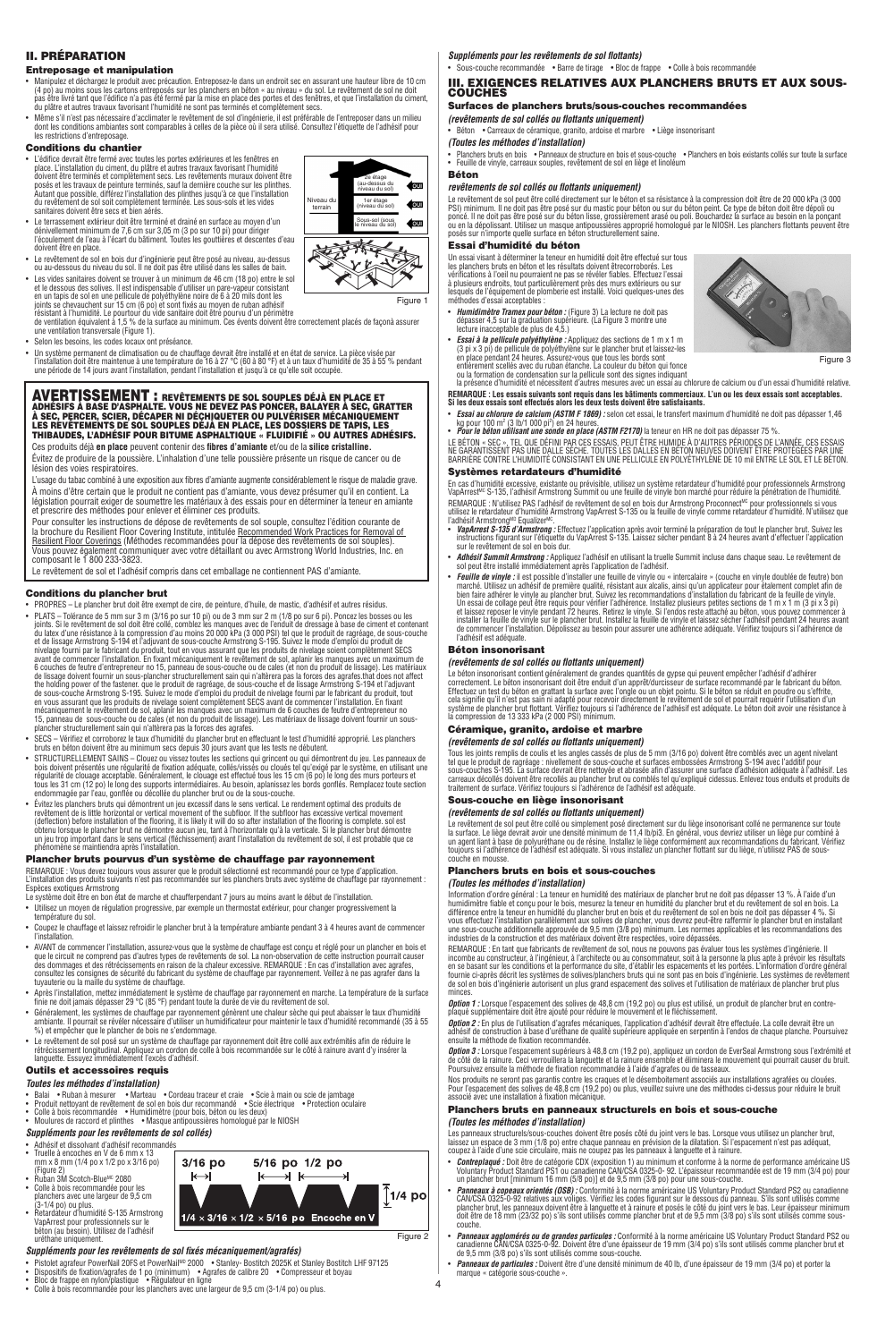## II. PRÉPARATION

### Entreposage et manipulation

- Manipulez et déchargez le produit avec précaution. Entreposez-le dans un endroit sec en assurant une hauteur libre de 10 cm (4 po) au moins sous les cartons entreposés sur les planchers en béton « au niveau » du sol. Le revêtement de sol ne doit pas être livré tant que l'édifice n'a pas été fermé par la mise en place des portes et des fenêtres, et que l'installation du ciment, du plâtre et autres travaux favorisant l'humidité ne sont pas terminés et complètement secs.
- Même s'il n'est pas nécessaire d'acclimater le revêtement de sol d'ingénierie, il est préférable de l'entreposer dans un milieu dont les conditions ambiantes sont comparables à celles de la pièce où il sera utilisé. Consultez l'étiquette de l'adhésif pour les restrictions d'entreposage.

### Conditions du chantier

- L'édifice devrait être fermé avec toutes les portes extérieures et les fenêtres en place. L'installation du ciment, du plâtre et autres travaux favorisant l'humidité doivent être terminés et complètement secs. Les revêtements muraux doivent être posés et les travaux de peinture terminés, sauf la dernière couche sur les plinthes. Autant que possible, différez l'installation des plinthes jusqu'à ce que l'installation du revêtement de sol soit complètement terminée. Les sous-sols et les vides sanitaires doivent être secs et bien aérés.
- Le terrassement extérieur doit être terminé et drainé en surface au moyen d'un dénivellement minimum de 7,6 cm sur 3,05 m (3 po sur 10 pi) pour diriger l'écoulement de l'eau à l'écart du bâtiment. Toutes les gouttières et descentes d'eau doivent être en place.
- Le revêtement de sol en bois dur d'ingénierie peut être posé au niveau, au-dessus ou au-dessous du niveau du sol. Il ne doit pas être utilisé dans les salles de bain.
- Les vides sanitaires doivent se trouver à un minimum de 46 cm (18 po) entre le sol et le dessous des solives. Il est indispensable d'utiliser un pare-vapeur consistant en un tapis de sol en une pellicule de polyéthylène noire de 6 à 20 mils dont les joints se chevauchent sur 15 cm (6 po) et sont fixés au moyen de ruban adhésif résistant à l'humidité. Le pourtour du vide sanitaire doit être pourvu d'un périmètre de ventilation équivalent à 1,5 % de la surface au minimum. Ces évents doivent être correctement placés de façon à assurer une ventilation transversale (Figure 1).
- Selon les besoins, les codes locaux ont préséance.
- Un système permanent de climatisation ou de chauffage devrait être installé et en état de service. La pièce visée par l'installation doit être maintenue à une température de 16 à 27 °C (60 à 80 °F) et à un taux d'humidité de 35 à 55 % pendant une période de 14 jours avant l'installation, pendant l'installation et jusqu'à ce qu'elle soit occupée.

2e étage (au-dessus du niveau du sol) — OUI
Niveau du terrain — 1er étage (niveau du sol) — OUI
Sous-sol (sous le niveau du sol) — OUI

Figure 1

## AVERTISSEMENT : REVÊTEMENTS DE SOL SOUPLES DÉJÀ EN PLACE ET ADHÉSIFS À BASE D'ASPHALTE. VOUS NE DEVEZ PAS PONCER, BALAYER À SEC, GRATTER À SEC, PERCER, SCIER, DÉCAPER NI DÉCHIQUETER OU PULVÉRISER MÉCANIQUEMENT LES REVÊTEMENTS DE SOL SOUPLES DÉJÀ EN PLACE, LES DOSSIERS DE TAPIS, LES THIBAUDES, L'ADHÉSIF POUR BITUME ASPHALTIQUE « FLUIDIFIÉ » OU AUTRES ADHÉSIFS.

Ces produits déjà **en place** peuvent contenir des **fibres d'amiante** et/ou de la **silice cristalline.**

Évitez de produire de la poussière. L'inhalation d'une telle poussière présente un risque de cancer ou de lésion des voies respiratoires.

L'usage du tabac combiné à une exposition aux fibres d'amiante augmente considérablement le risque de maladie grave. À moins d'être certain que le produit ne contient pas d'amiante, vous devez présumer qu'il en contient. La législation pourrait exiger de soumettre les matériaux à des essais pour en déterminer la teneur en amiante et prescrire des méthodes pour enlever et éliminer ces produits.

Pour consulter les instructions de dépose de revêtements de sol souple, consultez l'édition courante de la brochure du Resilient Floor Covering Institute, intitulée Recommended Work Practices for Removal of Resilient Floor Coverings (Méthodes recommandées pour la dépose des revêtements de sol souples). Vous pouvez également communiquer avec votre détaillant ou avec Armstrong World Industries, Inc. en composant le 1 800 233-3823.

Le revêtement de sol et l'adhésif compris dans cet emballage ne contiennent PAS d'amiante.

### Conditions du plancher brut

- PROPRES – Le plancher brut doit être exempt de cire, de peinture, d'huile, de mastic, d'adhésif et autres résidus.
- PLATS – Tolérance de 5 mm sur 3 m (3/16 po sur 10 pi) ou de 3 mm sur 2 m (1/8 po sur 6 pi). Poncez les bosses ou les joints. Si le revêtement de sol doit être collé, comblez les manques avec de l'enduit de dressage à base de ciment et contenant du latex d'une résistance à la compression d'au moins 20 000 kPa (3 000 PSI) tel que le produit de ragréage, de sous-couche et de lissage Armstrong S-194 et l'adjuvant de sous-couche Armstrong S-195. Suivez le mode d'emploi du produit de nivelage fourni par le fabricant du produit, tout en vous assurant que les produits de nivelage soient complètement SECS avant de commencer l'installation. En fixant mécaniquement le revêtement de sol, aplanir les manques avec un maximum de 6 couches de feutre d'entrepreneur no 15, panneau de sous-couche ou de cales (et non du produit de lissage). Les matériaux de lissage doivent fournir un sous-plancher structurellement sain qui n'altérera pas les forces des agrafes.that does not affect the holding power of the fastener. que le produit de ragréage, de sous-couche et de lissage Armstrong S-194 et l'adjuvant de sous-couche Armstrong S-195. Suivez le mode d'emploi du produit de nivelage fourni par le fabricant du produit, tout en vous assurant que les produits de nivelage soient complètement SECS avant de commencer l'installation. En fixant mécaniquement le revêtement de sol, aplanir les manques avec un maximum de 6 couches de feutre d'entrepreneur no 15, panneau de sous-couche ou de cales (et non du produit de lissage). Les matériaux de lissage doivent fournir un sous-plancher structurellement sain qui n'altérera pas les forces des agrafes.
- SECS – Vérifiez et corroborez le taux d'humidité du plancher brut en effectuant le test d'humidité approprié. Les planchers bruts en béton doivent être au minimum secs depuis 30 jours avant que les tests ne débutent.
- STRUCTURELLEMENT SAINS – Clouez ou vissez toutes les sections qui grincent ou qui démontrent du jeu. Les panneaux de bois doivent présenter une régularité de fixation adéquate, collés/vissés ou cloués tel qu'exigé par le système, en utilisant une régularité de clouage acceptable. Généralement, le clouage est effectué tous les 15 cm (6 po) le long des bords extérieurs et tous les 31 cm (12 po) le long des supports intermédiaires. Au besoin, aplanissez les bords gonflés. Remplacez toute section endommagée par l'eau, gonflée ou décollée du plancher brut ou de la sous-couche.
- Évitez les planchers bruts qui démontrent un jeu excessif dans le sens vertical. Le rendement optimal des produits de revêtement de is little horizontal or vertical movement of the subfloor. If the subfloor has excessive vertical movement (deflection) before installation of the flooring, it is likely it will do so after installation of the flooring is complete. sol est obtenu lorsque le plancher brut ne démontre aucun jeu, tant à l'horizontale qu'à la verticale. Si le plancher brut démontre un jeu trop important dans le sens vertical (fléchissement) avant l'installation du revêtement de sol, il est probable que ce phénomène se maintiendra après l'installation.

### Plancher bruts pourvus d'un système de chauffage par rayonnement

REMARQUE : Vous devez toujours vous assurer que le produit sélectionné est recommandé pour ce type d'application. L'installation des produits suivants n'est pas recommandée sur les planchers bruts avec système de chauffage par rayonnement : Espèces exotiques Armstrong

Le système doit être en bon état de marche et chaufferpendant 7 jours au moins avant le début de l'installation.

- Utilisez un moyen de régulation progressive, par exemple un thermostat extérieur, pour changer progressivement la température du sol.
- Coupez le chauffage et laissez refroidir le plancher brut à la température ambiante pendant 3 à 4 heures avant de commencer l'installation.
- AVANT de commencer l'installation, assurez-vous que le système de chauffage est conçu et réglé pour un plancher en bois et que le circuit ne comprend pas d'autres types de revêtements de sol. La non-observation de cette instruction pourrait causer des dommages et des rétrécissements en raison de la chaleur excessive. REMARQUE : En cas d'installation avec agrafes, consultez les consignes de sécurité du fabricant du système de chauffage par rayonnement. Veillez à ne pas agrafer dans la tuyauterie ou la maille du système de chauffage.
- Après l'installation, mettez immédiatement le système de chauffage par rayonnement en marche. La température de la surface finie ne doit jamais dépasser 29 °C (85 °F) pendant toute la durée de vie du revêtement de sol.
- Généralement, les systèmes de chauffage par rayonnement génèrent une chaleur sèche qui peut abaisser le taux d'humidité ambiante. Il pourrait se révéler nécessaire d'utiliser un humidificateur pour maintenir le taux d'humidité recommandé (35 à 55 %) et empêcher que le plancher de bois ne s'endommage.
- Le revêtement de sol posé sur un système de chauffage par rayonnement doit être collé aux extrémités afin de réduire le rétrécissement longitudinal. Appliquez un cordon de colle à bois recommandée sur le côté à rainure avant d'y insérer la languette. Essuyez immédiatement l'excès d'adhésif.

### Outils et accessoires requis

***Toutes les méthodes d'installation)***

- Balai • Ruban à mesurer • Marteau • Cordeau traceur et craie • Scie à main ou scie de jambage
- Produit nettoyant de revêtement de sol en bois dur recommandé • Scie électrique • Protection oculaire
- Colle à bois recommandée • Humidimètre (pour bois, béton ou les deux)
- Moulures de raccord et plinthes • Masque antipoussières homologué par le NIOSH

***Suppléments pour les revêtements de sol collés)***

- Adhésif et dissolvant d'adhésif recommandés
- Truelle à encoches en V de 6 mm x 13 mm x 8 mm (1/4 po x 1/2 po x 3/16 po) (Figure 2)
- Ruban 3M Scotch-Blue$^{MC}$ 2080
- Colle à bois recommandée pour les planchers avec une largeur de 9,5 cm (3-1/4 po) ou plus.
- Retardateur d'humidité S-135 Armstrong VapArrest pour professionnels sur le béton (au besoin). Utilisez de l'adhésif uréthane uniquement.

3/16 po — 5/16 po — 1/2 po — 1/4 po
1/4 × 3/16 × 1/2 × 5/16 po Encoche en V

Figure 2

***Suppléments pour les revêtements de sol fixés mécaniquement/agrafés)***

- Pistolet agrafeur PowerNail 20FS et PowerNail$^{MC}$ 2000 • Stanley- Bostitch 2025K et Stanley Bostitch LHF 97125
- Dispositifs de fixation/agrafes de 1 po (minimum) • Agrafes de calibre 20 • Compresseur et boyau
- Bloc de frappe en bois/plastique • Régulateur en ligne
- Colle à bois recommandée pour les planchers avec une largeur de 9,5 cm (3-1/4 po) ou plus.

***Suppléments pour les revêtements de sol flottants)***

- Sous-couche recommandée • Barre de tirage • Bloc de frappe • Colle à bois recommandée

## III. EXIGENCES RELATIVES AUX PLANCHERS BRUTS ET AUX SOUS-COUCHES

### Surfaces de planchers bruts/sous-couches recommandées

***(revêtements de sol collés ou flottants uniquement)***

- Béton • Carreaux de céramique, granito, ardoise et marbre • Liège insonorisant

***(Toutes les méthodes d'installation)***

- Planchers bruts en bois • Panneaux de structure en bois et sous-couche • Planchers en bois existants collés sur toute la surface
- Feuille de vinyle, carreaux souples, revêtement de sol en liège et linoléum

### Béton

***revêtements de sol collés ou flottants uniquement)***

Le revêtement de sol peut être collé directement sur le béton et sa résistance à la compression doit être de 20 000 kPa (3 000 PSI) minimum. Il ne doit pas être posé sur du mastic pour béton ou sur du béton peint. Ce type de béton doit être dépoli ou poncé. Il ne doit pas être posé sur du béton lisse, grossièrement arasé ou poli. Bouchardez la surface au besoin en la ponçant ou en la dépolissant. Utilisez un masque antipoussières approprié homologué par le NIOSH. Les planchers flottants peuvent être posés sur n'importe quelle surface en béton structurellement saine.

### Essai d'humidité du béton

Un essai visant à déterminer la teneur en humidité doit être effectué sur tous les planchers bruts en béton et les résultats doivent êtrecorroborés. Les vérifications à l'œil nu pourraient ne pas se révéler fiables. Effectuez l'essai à plusieurs endroits, tout particulièrement près des murs extérieurs ou sur lesquels de l'équipement de plomberie est installé. Voici quelques-unes des méthodes d'essai acceptables :

- ***Humidimètre Tramex pour béton :*** (Figure 3) La lecture ne doit pas dépasser 4,5 sur la graduation supérieure. (La Figure 3 montre une lecture inacceptable de plus de 4,5.)
- ***Essai à la pellicule polyéthylène :*** Appliquez des sections de 1 m x 1 m (3 pi x 3 pi) de pellicule de polyéthylène sur le plancher brut et laissez-les en place pendant 24 heures. Assurez-vous que tous les bords sont entièrement scellés avec du ruban étanche. La couleur du béton qui fonce ou la formation de condensation sur la pellicule sont des signes indiquant la présence d'humidité et nécessitent d'autres mesures avec un essai au chlorure de calcium ou d'un essai d'humidité relative.

Figure 3

**REMARQUE : Les essais suivants sont requis dans les bâtiments commerciaux. L'un ou les deux essais sont acceptables. Si les deux essais sont effectués alors les deux tests doivent être satisfaisants.**

- ***Essai au chlorure de calcium (ASTM F 1869) :*** selon cet essai, le transfert maximum d'humidité ne doit pas dépasser 1,46 kg pour 100 m² (3 lb/1 000 pi²) en 24 heures.
- ***Pour le béton utilisant une sonde en place (ASTM F2170)*** la teneur en HR ne doit pas dépasser 75 %.

LE BÉTON « SEC », TEL QUE DÉFINI PAR CES ESSAIS, PEUT ÊTRE HUMIDE À D'AUTRES PÉRIODES DE L'ANNÉE. CES ESSAIS NE GARANTISSENT PAS UNE DALLE SÈCHE. TOUTES LES DALLES EN BÉTON NEUVES DOIVENT ÊTRE PROTÉGÉES PAR UNE BARRIÈRE CONTRE L'HUMIDITÉ CONSISTANT EN UNE PELLICULE EN POLYÉTHYLÈNE DE 10 mil ENTRE LE SOL ET LE BÉTON.

### Systèmes retardateurs d'humidité

En cas d'humidité excessive, existante ou prévisible, utilisez un système retardateur d'humidité pour professionnels Armstrong VapArrest$^{MC}$ S-135, l'adhésif Armstrong Summit ou une feuille de vinyle bon marché pour réduire la pénétration de l'humidité.

REMARQUE : N'utilisez PAS l'adhésif de revêtement de sol en bois dur Armstrong Proconnect$^{MC}$ pour professionnels si vous utilisez le retardateur d'humidité Armstrong VapArrest S-135 ou la feuille de vinyle comme retardateur d'humidité. N'utilisez que l'adhésif Armstrong$^{MD}$ Equalizer$^{MC}$.

- ***VapArrest S-135 d'Armstrong :*** Effectuez l'application après avoir terminé la préparation de tout le plancher brut. Suivez les instructions figurant sur l'étiquette du VapArrest S-135. Laissez sécher pendant 8 à 24 heures avant d'effectuer l'application sur le revêtement de sol en bois dur.
- ***Adhésif Summit Armstrong :*** Appliquez l'adhésif en utilisant la truelle Summit incluse dans chaque seau. Le revêtement de sol peut être installé immédiatement après l'application de l'adhésif.
- ***Feuille de vinyle :*** il est possible d'installer une feuille de vinyle ou « intercalaire » (couche en vinyle doublée de feutre) bon marché. Utilisez un adhésif de première qualité, résistant aux alcalis, ainsi qu'un applicateur pour étalement complet afin de bien faire adhérer le vinyle au plancher brut. Suivez les recommandations d'installation du fabricant de la feuille de vinyle. Un essai de collage peut être requis pour vérifier l'adhérence. Installez plusieurs petites sections de 1 m x 1 m (3 pi x 3 pi) et laissez reposer le vinyle pendant 72 heures. Retirez le vinyle. Si l'endos reste attaché au béton, vous pouvez commencer à installer la feuille de vinyle sur le plancher brut. Installez la feuille de vinyle et laissez sécher l'adhésif pendant 24 heures avant de commencer l'installation. Dépolissez au besoin pour assurer une adhérence adéquate. Vérifiez toujours si l'adhérence de l'adhésif est adéquate.

### Béton insonorisant

***(revêtements de sol collés ou flottants uniquement)***

Le béton insonorisant contient généralement de grandes quantités de gypse qui peuvent empêcher l'adhésif d'adhérer correctement. Le béton insonorisant doit être enduit d'un apprêt/durcisseur de surface recommandé par le fabricant du béton. Effectuez un test du béton en grattant la surface avec l'ongle ou un objet pointu. Si le béton se réduit en poudre ou s'effrite, cela signifie qu'il n'est pas sain ni adapté pour recevoir directement le revêtement de sol et pourrait requérir l'utilisation d'un système de plancher brut flottant. Vérifiez toujours si l'adhérence de l'adhésif est adéquate. Le béton doit avoir une résistance à la compression de 13 333 kPa (2 000 PSI) minimum.

### Céramique, granito, ardoise et marbre

***(revêtements de sol collés ou flottants uniquement)***

Tous les joints remplis de coulis et les angles cassés de plus de 5 mm (3/16 po) doivent être comblés avec un agent nivelant tel que le produit de ragréage · nivellement de sous-couche et surfaces embossées Armstrong S-194 avec l'additif pour sous-couches S-195. La surface devrait être nettoyée et abrasée afin d'assurer une surface d'adhésion adéquate à l'adhésif. Les carreaux décollés doivent être recollés au plancher brut ou comblés tel qu'expliqué ci-dessus. Enlevez tous enduits et produits de traitement de surface. Vérifiez toujours si l'adhérence de l'adhésif est adéquate.

### Sous-couche en liège insonorisant

***(revêtements de sol collés ou flottants uniquement)***

Le revêtement de sol peut être collé ou simplement posé directement sur du liège insonorisant collé en permanence sur toute la surface. Le liège devrait avoir une densité minimum de 11,4 lb/pi3. En général, vous devriez utiliser un liège pur combiné à un agent liant à base de polyuréthane ou de résine. Installez le liège conformément aux recommandations du fabricant. Vérifiez toujours si l'adhérence de l'adhésif est adéquate. Si vous installez un plancher flottant sur du liège, n'utilisez PAS de sous-couche en mousse.

### Planchers bruts en bois et sous-couches

***(Toutes les méthodes d'installation)***

Information d'ordre général : La teneur en humidité des matériaux de plancher brut ne doit pas dépasser 13 %. À l'aide d'un humidimètre fiable et conçu pour le bois, mesurez la teneur en humidité du plancher brut et du revêtement de sol en bois. La différence entre la teneur en humidité du plancher brut en bois et du revêtement de sol en bois ne doit pas dépasser 4 %. Si vous effectuez l'installation parallèlement aux solives de plancher, vous devrez peut-être raffermir le plancher brut en installant une sous-couche additionnelle approuvée de 9,5 mm (3/8 po) minimum. Les normes applicables et les recommandations des industries de la construction et des matériaux doivent être respectées, voire dépassées.

REMARQUE : En tant que fabricants de revêtement de sol, nous ne pouvons pas évaluer tous les systèmes d'ingénierie. Il incombe au constructeur, à l'ingénieur, à l'architecte ou au consommateur, soit à la personne la plus apte à prévoir les résultats en se basant sur les conditions et la performance du site, d'établir les espacements et les portées. L'information d'ordre général fournie ci-après décrit les systèmes de solives/planchers bruts qui ne sont pas en bois d'ingénierie. Les systèmes de revêtement de sol en bois d'ingénierie autorisent un plus grand espacement des solives et l'utilisation de matériaux de plancher brut plus minces.

***Option 1 :*** Lorsque l'espacement des solives de 48,8 cm (19,2 po) ou plus est utilisé, un produit de plancher brut en contre-plaqué supplémentaire doit être ajouté pour réduire le mouvement et le fléchissement.

***Option 2 :*** En plus de l'utilisation d'agrafes mécaniques, l'application d'adhésif devrait être effectuée. La colle devrait être un adhésif de construction à base d'uréthane de qualité supérieure appliquée en serpentin à l'endos de chaque planche. Poursuivez ensuite la méthode de fixation recommandée.

***Option 3 :*** Lorsque l'espacement supérieurs à 48,8 cm (19,2 po), appliquez un cordon de EverSeal Armstrong sous l'extrémité et de côté de la rainure. Ceci verrouillera la languette et la rainure ensemble et éliminera le mouvement qui pourrait causer du bruit. Poursuivez ensuite la méthode de fixation recommandée à l'aide d'agrafes ou de tasseaux.

Nos produits ne seront pas garantis contre les craques et le désemboîtement associés aux installations agrafées ou clouées. Pour l'espacement des solives de 48,8 cm (19,2 po) ou plus, veuillez suivre une des méthodes ci-dessus pour réduire le bruit associé avec une installation à fixation mécanique.

### Planchers bruts en panneaux structurels en bois et sous-couche

***(Toutes les méthodes d'installation)***

Les panneaux structurels/sous-couches doivent être posés côté du joint vers le bas. Lorsque vous utilisez un plancher brut, laissez un espace de 3 mm (1/8 po) entre chaque panneau en prévision de la dilatation. Si l'espacement n'est pas adéquat, coupez à l'aide d'une scie circulaire, mais ne coupez pas les panneaux à languette et à rainure.

- ***Contreplaqué :*** Doit être de catégorie CDX (exposition 1) au minimum et conforme à la norme de performance américaine US Voluntary Product Standard PS1 ou canadienne CAN/CSA 0325-0- 92. L'épaisseur recommandée est de 19 mm (3/4 po) pour un plancher brut [minimum 16 mm (5/8 po)] et de 9,5 mm (3/8 po) pour une sous-couche.
- ***Panneaux à copeaux orientés (OSB) :*** Conformité à la norme américaine US Voluntary Product Standard PS2 ou canadienne CAN/CSA 0325-0-92 relatives aux voliges. Vérifiez les codes figurant sur le dessous du panneau. S'ils sont utilisés comme plancher brut, les panneaux doivent être à languette et à rainure et posés le côté du joint vers le bas. Leur épaisseur minimum doit être de 18 mm (23/32 po) s'ils sont utilisés comme plancher brut et de 9,5 mm (3/8 po) s'ils sont utilisés comme sous-couche.
- ***Panneaux agglomérés ou de grandes particules :*** Conformité à la norme américaine US Voluntary Product Standard PS2 ou canadienne CAN/CSA 0325-0-92. Doivent être d'une épaisseur de 19 mm (3/4 po) s'ils sont utilisés comme plancher brut et de 9,5 mm (3/8 po) s'ils sont utilisés comme sous-couche.
- ***Panneaux de particules :*** Doivent être d'une densité minimum de 40 lb, d'une épaisseur de 19 mm (3/4 po) et porter la marque « catégorie sous-couche ».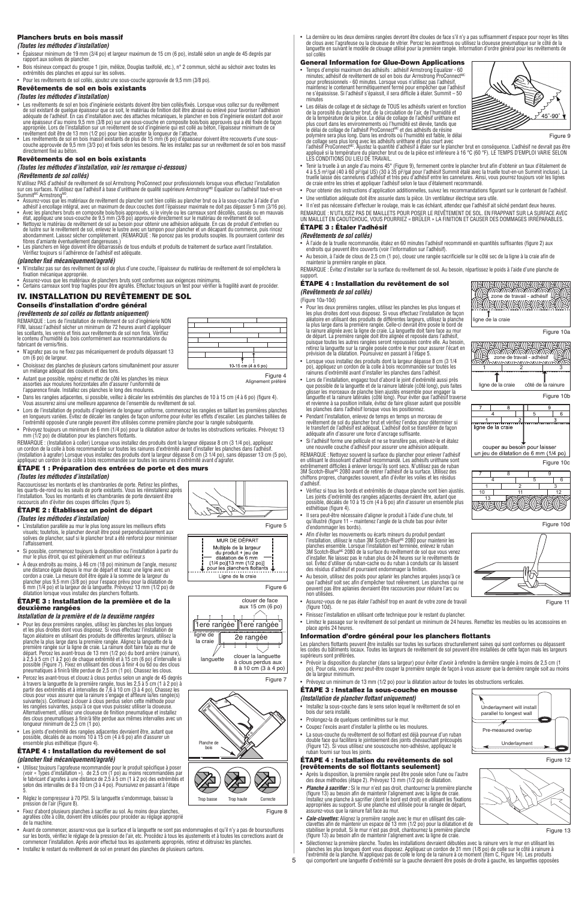### Planchers bruts en bois massif

*(Toutes les méthodes d'installation)*

- Épaisseur minimum de 19 mm (3/4 po) et largeur maximum de 15 cm (6 po), installé selon un angle de 45 degrés par rapport aux solives de plancher.
- Bois résineux compact du groupe 1 (pin, mélèze, Douglas taxifolié, etc.), n° 2 commun, séché au séchoir avec toutes les extrémités des planches en appui sur les solives.
- Pour les revêtements de sol collés, ajoutez une sous-couche approuvée de 9,5 mm (3/8 po).

### Revêtements de sol en bois existants

*(Toutes les méthodes d'installation)*

- Les revêtements de sol en bois d'ingénierie existants doivent être bien collés/fixés. Lorsque vous collez sur du revêtement de sol existant de quelque épaisseur que ce soit, le matériau de finition doit être abrasé ou enlevé pour favoriser l'adhésion adéquate de l'adhésif. En cas d'installation avec des attaches mécaniques, le plancher en bois d'ingénierie existant doit avoir une épaisseur d'au moins 9,5 mm (3/8 po) sur une sous-couche en composite bois/bois approuvés qui a été fixée de façon appropriée. Lors de l'installation sur un revêtement de sol d'ingénierie qui est collé au béton, l'épaisseur minimum de ce revêtement doit être de 13 mm (1/2 po) pour bien accepter la longueur de l'attache.
- Les revêtements de sol en bois massif existants de plus de 15 mm (6 po) d'épaisseur doivent être recouverts d'une sous-couche approuvée de 9,5 mm (3/3 po) et fixés selon les besoins. Ne les installez pas sur un revêtement de sol en bois massif directement fixé au béton.

### Revêtements de sol en bois existants

*(Toutes les méthodes d'installation, voir les remarque ci-dessous)*

*(Revêtements de sol collés)*

N'utilisez PAS d'adhésif de revêtement de sol Armstrong ProConnect pour professionnels lorsque vous effectuez l'installation sur ces surfaces. N'utilisez que l'adhésif à base d'uréthane de qualité supérieure Armstrong[MD] Equalizer ou l'adhésif tout-en-un Summit[MC] Armstrong[MD].

- Assurez-vous que les matériaux de revêtement du plancher sont bien collés au plancher brut ou à la sous-couche à l'aide d'un adhésif à encollage intégral, avec un maximum de deux couches dont l'épaisseur maximale ne doit pas dépasser 5 mm (3/16 po).
- Avec les planchers bruts en composite bois/bois approuvés, si le vinyle ou les carreaux sont décollés, cassés ou en mauvais état, appliquez une sous-couche de 9,5 mm (3/8 po) approuvée directement sur le matériau de revêtement de sol.
- Nettoyez le matériau de revêtement de sol au besoin pour obtenir une adhésion adéquate. En cas de produit d'entretien ou de lustre sur le revêtement de sol, enlevez le lustre avec un tampon pour plancher et un décapant du commerce, puis rincez abondamment. Laissez sécher complètement. (REMARQUE : Ne poncez pas les produits souples. Ils pourraient contenir des fibres d'amiante éventuellement dangereuses.)
- Les planchers en liège doivent être débarrassés de tous enduits et produits de traitement de surface avant l'installation. Vérifiez toujours si l'adhérence de l'adhésif est adéquate.

*(plancher fixé mécaniquement/agrafé)*

- N'installez pas sur des revêtement de sol de plus d'une couche, l'épaisseur du matériau de revêtement de sol empêchera la fixation mécanique appropriée.
- Assurez-vous que les matériaux de planchers bruts sont conformes aux exigences minimums.
- Certains carreaux sont trop fragiles pour être agrafés. Effectuez toujours un test pour vérifier la fragilité avant de procéder.

## IV. INSTALLATION DU REVÊTEMENT DE SOL

### Conseils d'installation d'ordre général

*(revêtements de sol collés ou flottants uniquement)*

REMARQUE : Lors de l'installation de revêtement de sol d'ingénierie NON FINI, laissez l'adhésif sécher un minimum de 72 heures avant d'appliquer les scellants, les vernis et finis aux revêtements de sol non finis. Vérifiez le contenu d'humidité du bois conformément aux recommandations du fabricant de vernis/finis.

- N'agrafez pas ou ne fixez pas mécaniquement de produits dépassant 13 cm (5 po) de largeur.
- Choisissez des planches de plusieurs cartons simultanément pour assurer un mélange adéquat des couleurs et des tons.
- Autant que possible, repérez et mettez de côté les planches les mieux assorties aux moulures horizontales afin d'assurer l'uniformité de l'apparence finale. Installez ces planches le long des moulures.
- Dans les rangées adjacentes, si possible, veillez à décaler les extrémités des planches de 10 à 15 cm (4 à 6 po) (figure 4). Vous assurerez ainsi une meilleure apparence de l'ensemble du revêtement de sol.
- Lors de l'installation de produits d'ingénierie de longueur uniforme, commencez les rangées en taillant les premières planches en longueurs variées. Évitez de décaler les rangées de façon uniforme pour éviter les effets d'escalier. Les planches taillées de l'extrémité opposée d'une rangée peuvent être utilisées comme première planche pour la rangée subséquente.
- Prévoyez toujours un minimum de 6 mm (1/4 po) pour la dilatation autour de toutes les obstructions verticales. Prévoyez 13 mm (1/2 po) de dilatation pour les planchers flottants.

10-15 cm (4 à 6 po)

Figure 4
Alignement préféré

REMARQUE : (Installation à coller) Lorsque vous installez des produits dont la largeur dépasse 8 cm (3 1/4 po), appliquez un cordon de la colle à bois recommandée sur toutes les rainures d'extrémité avant d'installer les planches dans l'adhésif. (Installation à agrafer) Lorsque vous installez des produits dont la largeur dépasse 8 cm (3 1/4 po), sans dépasser 13 cm (5 po), appliquez un cordon de la colle à bois recommandée sur toutes les rainures d'extrémité avant d'agrafer.

### ÉTAPE 1 : Préparation des entrées de porte et des murs

*(Toutes les méthodes d'installation)*

Raccourcissez les montants et les chambranles de porte. Retirez les plinthes, les quarts-de-rond ou les seuils de porte existants. Vous les réinstallerez après l'installation. Tous les montants et les chambranles de porte devraient être raccourcis afin d'éviter des coupes difficiles (figure 5).

Figure 5

### ÉTAPE 2 : Établissez un point de départ

*(Toutes les méthodes d'installation)*

- L'installation parallèle au mur le plus long assure les meilleurs effets visuels; toutefois, le plancher devrait être posé perpendiculairement aux solives de plancher, sauf si le plancher brut a été renforcé pour minimiser l'affaissement.
- Si possible, commencez toujours la disposition ou l'installation à partir du mur le plus droit, qui est généralement un mur extérieur.
- À deux endroits au moins, à 46 cm (18 po) minimum de l'angle, mesurez une distance égale depuis le mur de départ et tracez une ligne avec un cordon à craie. La mesure doit être égale à la somme de la largeur du plancher plus 9,5 mm (3/8 po) pour l'espace prévu pour la dilatation de 6 mm (1/4 po) et la largeur de la languette. Prévoyez 13 mm (1/2 po) de dilatation lorsque vous installez des planchers flottants.

MUR DE DÉPART
Multiple de la largeur du produit + jeu de dilatation de 6 mm (1/4 po)[13 mm (1/2 po)] pour les planchers flottants
Ligne de la craie

Figure 6

### ÉTAPE 3 : Installation de la première et de la deuxième rangées

*Installation de la première et de la deuxième rangées*

- Pour les deux premières rangées, utilisez les planches les plus longues et les plus droites dont vous disposez. Si vous effectuez l'installation de façon aléatoire en utilisant des produits de différentes largeurs, utilisez la planche la plus large dans la première rangée. Alignez la languette de la première rangée sur la ligne de craie. La rainure doit faire face au mur de départ. Percez les avant-trous de 13 mm (1/2 po) du bord arrière (rainure), à 2,5 à 5 cm (1 à 2 po) de chaque extrémité et à 15 cm (6 po) d'intervalle si possible (Figure 7). Fixez en utilisant des clous à finir 4 ou 6d ou des clous pneumatiques à finir/à tête perdue de 2,5 cm (1 po). Chassez les clous.
- Percez les avant-trous et clouez à clous perdus selon un angle de 45 degrés à travers la languette de la première rangée, tous les 2,5 à 5 cm (1 à 2 po) à partir des extrémités et à intervalles de 7,6 à 10 cm (3 à 4 po). Chassez les clous pour vous assurer que la rainure s'engage et affleure la/les rangée(s) suivante(s). Continuez à clouer à clous perdus selon cette méthode pour les rangées suivantes, jusqu'à ce que vous puissiez utiliser la cloueuse. Alternativement, utilisez une clouese de finition pneumatique et installez des clous pneumatiques à finir/à tête perdue aux mêmes intervalles avec un longueur minimum de 2,5 cm (1 po).
- Les joints d'extrémité des rangées adjacentes devraient être, autant que possible, décalés de au moins 10 à 15 cm (4 à 6 po) afin d'assurer un ensemble plus esthétique (figure 4).

clouer de face aux 15 cm (6 po)
1ere rangée | 1ere rangée
ligne de la craie
2e rangée
languette
clouer la languette à clous perdus aux 8 à 10 cm (3 à 4 po)

Figure 7

### ÉTAPE 4 : Installation du revêtement de sol

*(plancher fixé mécaniquement/agrafé)*

- Utilisez toujours l'agrafeuse recommandée pour le produit spécifique à poser (voir « Types d'installation »). de 2,5 cm (1 po) au moins recommandées par le fabricant d'agrafes à une distance de 2,5 à 5 cm (1 à 2 po) des extrémités et selon des intervalles de 8 à 10 cm (3 à 4 po). Poursuivez en passant à l'étape 5.
- Réglez le compresseur à 70 PSI. Si la languette s'endommage, baissez la pression de l'air (Figure 8).
- Fixez d'abord plusieurs planches à sacrifier au sol. Au moins deux planches, agrafées côte à côte, doivent être utilisées pour procéder au réglage approprié de la machine.
- Avant de commencer, assurez-vous que la surface et la languette ne sont pas endommagées et qu'il n'y a pas de boursouflures sur les bords, vérifiez le réglage de la pression de l'air, etc. Procédez à tous les ajustements et à toutes les corrections avant de commencer l'installation. Après avoir effectué tous les ajustements appropriés, retirez et détruisez les planches.
- Installez le restant du revêtement de sol en prenant des planches de plusieurs cartons.

Planche de bois

Trop basse | Trop haute | Correcte

Figure 8

- La dernière ou les deux dernières rangées devront être clouées de face s'il n'y a pas suffisamment d'espace pour noyer les têtes de clous avec l'agrafeuse ou la cloueuse de vitrier. Percez les avanttrous ou utilisez la cloueuse pneumatique sur le côté de la languette en suivant le modèle de clouage utilisé pour la première rangée. Information d'ordre général pour les revêtements de sol collés

### General Information for Glue-Down Applications

- Temps d'emploi maximum des adhésifs : adhésif Armstrong Equalizer - 60 minutes; adhésif de revêtement de sol en bois dur Armstrong ProConnect[MC] pour professionnels - 60 minutes. Lorsque vous n'utilisez pas l'adhésif, maintenez le contenant hermétiquement fermé pour empêcher que l'adhésif ne s'épaississe. Si l'adhésif s'épaissit, il sera difficile à étaler. Summit – 50 minutes
- Les délais de collage et de séchage de TOUS les adhésifs varient en fonction de la porosité du plancher brut, de la circulation de l'air, de l'humidité et de la température de la pièce. Le délai de collage de l'adhésif uréthane est plus court dans les environnements où l'humidité est élevée, tandis que le délai de collage de l'adhésif ProConnect[MC] et des adhésifs de résine polymère sera plus long. Dans les endroits où l'humidité est faible, le délai de collage sera plus long avec les adhésifs uréthane et plus court avec l'adhésif ProConnect[MC]. Ajustez la quantité d'adhésif à étaler sur le plancher brut en conséquence. L'adhésif ne devrait pas être appliqué si la température du plancher brut ou de la pièce est inférieure à 16 °C (60 °F). LE TEMPS D'EMPLOI VARIE SELON LES CONDITIONS DU LIEU DE TRAVAIL.

45°-90°

Figure 9

- Tenir la truelle à un angle d'au moins 45° (Figure 9), fermement contre le plancher brut afin d'obtenir un taux d'étalement de 4 à 5,5 m²/gal (40 à 60 pi²/gal US) (30 à 35 pi²/gal pour l'adhésif Summit étalé avec la truelle tout-en-un Summit incluse). La truelle laisse des cannelures d'adhésif et très peu d'adhésif entre les cannelures. Ainsi, vous pourrez toujours voir les lignes de craie entre les stries et appliquer l'adhésif selon le taux d'étalement recommandé.
- Pour obtenir des instructions d'application additionnelles, suivez les recommandations figurant sur le contenant de l'adhésif.
- Une ventilation adéquate doit être assurée dans la pièce. Un ventilateur électrique sera utile.
- Il n'est pas nécessaire d'effectuer le roulage, mais le cas échéant, attendez que l'adhésif ait séché pendant deux heures.

REMARQUE : N'UTILISEZ PAS DE MAILLETS POUR POSER LE REVÊTEMENT DE SOL. EN FRAPPANT SUR LA SURFACE AVEC UN MAILLET EN CAOUTCHOUC, VOUS POURRIEZ « BRÛLER » LA FINITION ET CAUSER DES DOMMAGES IRRÉPARABLES.

### ÉTAPE 3 : Étaler l'adhésif

*(Revêtements de sol collés)*

- À l'aide de la truelle recommandée, étalez en 60 minutes l'adhésif recommandé en quantités suffisantes (figure 2) aux endroits qui peuvent être couverts (voir l'information sur l'adhésif).
- Au besoin, à l'aide de clous de 2,5 cm (1 po), clouez une rangée sacrificielle sur le côté sec de la ligne à la craie afin de maintenir la première rangée en place.

REMARQUE : Évitez d'installer sur la surface du revêtement de sol. Au besoin, répartissez le poids à l'aide d'une planche de support.

### ÉTAPE 4 : Installation du revêtement de sol

*(Revêtements de sol collés)*

(Figure 10a-10d)

- Pour les deux premières rangées, utilisez les planches les plus longues et les plus droites dont vous disposez. Si vous effectuez l'installation de façon aléatoire en utilisant des produits de différentes largeurs, utilisez la planche la plus large dans la première rangée. Celle-ci devrait être posée le bord de la rainure alignée avec la ligne de craie. La languette doit faire face au mur de départ. La première rangée doit être alignée et reposée dans l'adhésif, puisque toutes les autres rangées seront repoussées contre elle. Au besoin, retirez la languette sur la rangée posée contre le mur pour assurer l'écart en prévision de la dilatation. Poursuivez en passant à l'étape 5.
- Lorsque vous installez des produits dont la largeur dépasse 8 cm (3 1/4 po), appliquez un cordon de la colle à bois recommandée sur toutes les rainures d'extrémité avant d'installer les planches dans l'adhésif.
- Lors de l'installation, engagez tout d'abord le joint d'extrémité aussi près que possible de la languette et de la rainure latérale (côté long), puis faites glisser les morceaux de planche bien ajustés ensemble pour engager la languette et la rainure latérales (côté long). Pour éviter que l'adhésif traverse et revienne à sa position initiale, évitez de faire glisser autant que possible les planches dans l'adhésif lorsque vous les positionnez.
- Pendant l'installation, enlevez de temps en temps un morceau de revêtement de sol du plancher brut et vérifiez l'endos pour déterminer si le transfert de l'adhésif est adéquat. L'adhésif doit se transférer de façon adéquate afin d'assurer une force d'ancrage suffisante.
- Si l'adhésif forme une pellicule et ne se transfère pas, enlevez-le et étalez une nouvelle couche d'adhésif pour assurer une adhésion adéquate.

zone de travail - adhésif
ligne de la craie

Figure 10a

zone de travail - adhésif
ligne de la craie | côté de la rainure

Figure 10b

ligne de la craie
couper au besoin pour laisser un jeu de dilatation de 6 mm (1/4 po)

Figure 10c

Figure 10d

REMARQUE : Nettoyez souvent la surface du plancher pour enlever l'adhésif en utilisant le dissolvant d'adhésif recommandé. Les adhésifs uréthane sont extrêmement difficiles à enlever lorsqu'ils sont secs. N'utilisez pas de ruban 3M Scotch-Blue[MC] 2080 avant de retirer l'adhésif de la surface. Utilisez des chiffons propres, changeables souvent, afin d'éviter les voiles et les résidus d'adhésif.

- Vérifiez si tous les bords et extrémités de chaque planche sont bien ajustés. Les joints d'extrémité des rangées adjacentes devraient être, autant que possible, décalés de 10 à 15 cm (4 à 6 po) afin d'assurer un ensemble plus esthétique (figure 4).
- Il sera peut-être nécessaire d'aligner le produit à l'aide d'une chute, tel qu'illustré (figure 11 – maintenez l'angle de la chute bas pour éviter d'endommager les bords).
- Afin d'éviter les mouvements ou écarts mineurs du produit pendant l'installation, utilisez le ruban 3M Scotch-Blue[MC] 2080 pour maintenir les planches ensemble. Lorsque l'installation est terminée, enlevez le ruban 3M Scotch-Blue[MC] 2080 de la surface du revêtement de sol que vous venez d'installer. Ne laissez pas le ruban plus de 24 heures sur le revêtements de sol. Évitez d'utiliser du ruban-cache ou du ruban à conduits car ils laissent des résidus d'adhésif et pourraient endommager la finition.
- Au besoin, utilisez des poids pour aplanir les planches arquées jusqu'à ce que l'adhésif soit sec afin d'empêcher tout relèvement. Les planches qui ne peuvent pas être aplanies devraient être raccourcies pour réduire l'arc ou non utilisées.
- Assurez-vous de ne pas étaler l'adhésif trop en avant de votre zone de travail (figure 10d).
- Finissez l'installation en utilisant cette technique pour le restant du plancher.
- Limitez le passage sur le revêtement de sol pendant un minimum de 24 heures. Remettez les meubles ou les accessoires en place après 24 heures.

Figure 11

### Information d'ordre général pour les planchers flottants

Les planchers flottants peuvent être installés sur toutes les surfaces structurellement saines qui sont conformes ou dépassent les codes du bâtiments locaux. Toutes les largeurs de revêtement de sol peuvent être installées de cette façon mais les largeurs supérieurs sont préférées.

- Prévoir la disposition du plancher (dans sa largeur) pour éviter d'avoir à refendre la dernière rangée à moins de 2,5 cm (1 po). Pour cela, vous devrez peut-être couper la première rangée de façon à vous assurer que la dernière rangée soit au moins de la largeur minimum.
- Prévoyez un minimum de 13 mm (1/2 po) pour la dilatation autour de toutes les obstructions verticales.

### ÉTAPE 3 : Installez la sous-couche en mousse

*(Installation de plancher flottant uniquement)*

- Installez la sous-couche dans le sens selon lequel le revêtement de sol en bois dur sera installé.
- Prolongez-la de quelques centimètres sur le mur.
- Coupez l'excès avant d'installer la plinthe ou les moulures.
- La sous-couche du revêtement de sol flottant est déjà pourvue d'un ruban double face qui facilitera le jointoiement des joints chevauchant précoupés (Figure 12). Si vous utilisez une souscouche non-adhésive, appliquez le ruban fourni sur tous les joints.

Underlayment will install parallel to longest wall
Pre-measured overlap
Underlayment

Figure 12

### ÉTAPE 4 : Installation du revêtements de sol (revêtements de sol flottants seulement)

- Après la disposition, la première rangée peut être posée selon l'une ou l'autre des deux méthodes (étape 2). Prévoyez 13 mm (1/2 po) de dilatation.
- ***Planche à sacrifier :*** Si le mur n'est pas droit, chantournez la première planche (figure 13) au besoin afin de maintenir l'alignement avec la ligne de craie. Installez une planche à sacrifier (dont le bord est droit) en utilisant les fixations appropriées au support. Si une planche est utilisée pour la rangée de départ, assurez-vous que la rainure fait face au mur.
- ***Cale-clavettes:*** Alignez la première rangée avec le mur en utilisant des cale-clavettes afin de maintenir un espace de 13 mm (1/2 po) pour la dilatation et de stabiliser le produit. Si le mur n'est pas droit, chantournez la première planche (figure 13) au besoin afin de maintenir l'alignement avec la ligne de craie.
- Sélectionnez la première planche. Toutes les installations devraient débutées avec la rainure vers le mur en utilisant les planches les plus longues dont vous disposez. Appliquez un cordon de 31 mm (1/8 po) de colle sur le côté à rainure à l'extrémité de la planche. N'appliquez pas de colle le long de la rainure à ce moment (Item C, Figure 14). Les produits qui comportent une languette d'extrémité sur la gauche devraient être posés de droite à gauche, les languettes opposées

Figure 13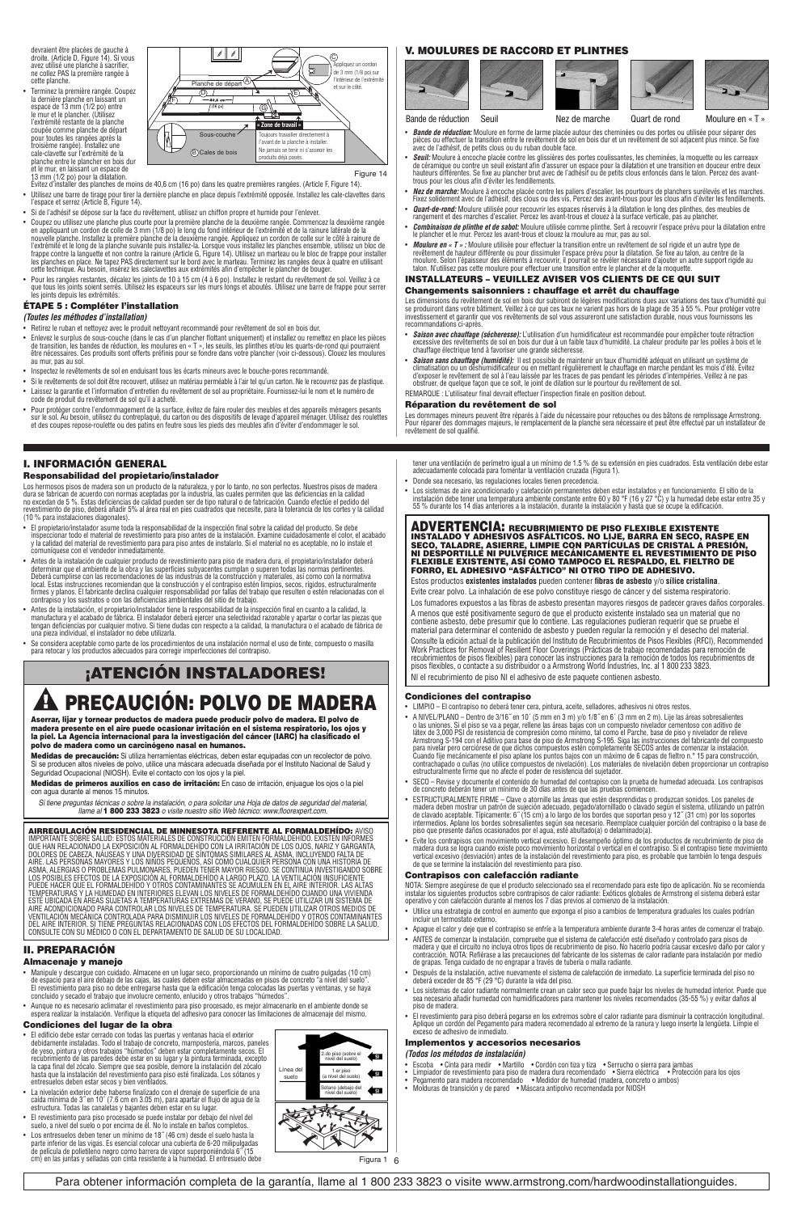devraient être placées de gauche à droite. (Article D, Figure 14). Si vous avez utilisé une planche à sacrifier, ne collez PAS la première rangée à cette planche.

- Terminez la première rangée. Coupez la dernière planche en laissant un espace de 13 mm (1/2 po) entre le mur et le plancher. (Utilisez l'extrémité restante de la planche coupée comme planche de départ pour toutes les rangées après la troisième rangée). Installer une cale-cavette sur l'extrémité de la planche entre le plancher en bois dur et le mur, en laissant un espace de 13 mm (1/2 po) pour la dilatation. Évitez d'installer des planches de moins de 40,6 cm (16 po) dans les quatre premières rangées. (Article F, Figure 14).

Planche de départ | Appliquez un cordon de 3 mm (1/8 po) sur l'intérieur de l'extrémité et sur le côté. | Sous-couche | Cales de bois | « Zone de travail » Toujours travailler directement à l'avant de la planche à installer. Ne jamais se tenir ni s'asseoir les produits déjà posés.

Figure 14

- Utilisez une barre de tirage pour tirer la dernière planche en place depuis l'extrémité opposée. Installez les cale-cavettes dans l'espace et serrez (Article B, Figure 14).
- Si de l'adhésif se dépose sur la face du revêtement, utilisez un chiffon propre et humide pour l'enlever.
- Coupez ou utilisez une planche plus courte pour la première planche de la deuxième rangée. Commencez la deuxième rangée en appliquant un cordon de colle de 3 mm (1/8 po) le long du fond intérieur de l'extrémité et de la rainure latérale de la nouvelle planche. Installez la première planche de la deuxième rangée. Appliquez un cordon de colle sur le côté à rainure de l'extrémité et le long de la planche suivante puis installez-la. Lorsque vous installez les planches ensemble, utilisez un bloc de frappe contre la languette et non contre la rainure (Article G, Figure 14). Utilisez un marteau ou le bloc de frappe pour installer les planches en place. Ne tapez PAS directement sur le bord avec le marteau. Terminez les rangées deux à quatre en utilisant cette technique. Au besoin, insérez les calecavettes aux extrémités afin d'empêcher le plancher de bouger.
- Pour les rangées restantes, décalez les joints de 10 à 15 cm (4 à 6 po). Installez le restant du revêtement de sol. Veillez à ce que tous les joints soient serrés. Utilisez les espaceurs sur les murs longs et aboutés. Utilisez une barre de frappe pour serrer les joints depuis les extrémités.

### ÉTAPE 5 : Compléter l'installation

*(Toutes les méthodes d'installation)*

- Retirez le ruban et nettoyez avec le produit nettoyant recommandé pour revêtement de sol en bois dur.
- Enlevez le surplus de sous-couche (dans le cas d'un plancher flottant uniquement) et installez ou remettez en place les pièces de transition, les bandes de réduction, les moulures en « T », les seuils, les plinthes et/ou les quarts-de-rond qui pourraient être nécessaires. Ces produits sont offerts préfinis pour se fondre dans votre plancher (voir ci-dessous). Clouez les moulures au mur, pas au sol.
- Inspectez le revêtement de sol en enduisant tous les écarts mineurs avec le bouche-pores recommandé.
- Si le revêtement de sol doit être recouvert, utilisez un matériau perméable à l'air tel qu'un carton. Ne le recouvrez pas de plastique.
- Laissez la garantie et l'information d'entretien du revêtement de sol au propriétaire. Fournissez-lui le nom et le numéro de code de produit du revêtement de sol qu'il a acheté.
- Pour protéger contre l'endommagement de la surface, évitez de faire rouler des meubles et des appareils ménagers pesants sur le sol. Au besoin, utilisez du contreplaqué, du carton ou des dispositifs de levage d'appareil ménager. Utilisez des roulettes et des coupes repose-roulette ou des patins en feutre sous les pieds des meubles afin d'éviter d'endommager le sol.

## V. MOULURES DE RACCORD ET PLINTHES

Bande de réduction | Seuil | Nez de marche | Quart de rond | Moulure en « T »

- ***Bande de réduction:*** Moulure en forme de larme placée autour des cheminées ou des portes ou utilisée pour séparer des pièces ou effectuer la transition entre le revêtement de sol en bois dur et un revêtement de sol adjacent plus mince. Se fixe avec de l'adhésif, de petits clous ou du ruban double face.
- ***Seuil:*** Moulure à encoche placée contre les glissières des portes coulissantes, les cheminées, la moquette ou les carreaux de céramique ou contre un seuil existant afin d'assurer un espace pour la dilatation et une transition en douceur entre deux hauteurs différentes. Se fixe au plancher brut avec de l'adhésif ou de petits clous enfoncés dans le talon. Percez des avant-trous pour les clous afin d'éviter les fendillements.
- ***Nez de marche:*** Moulure à encoche placée contre les paliers d'escalier, les pourtours de planchers surélevés et les marches. Fixez solidement avec de l'adhésif, des clous ou des vis. Percez des avant-trous pour les clous afin d'éviter les fendillements.
- ***Quart-de-rond:*** Moulure utilisée pour recouvrir les espaces réservés à la dilatation le long des plinthes, des meubles de rangement et des marches d'escalier. Percez les avant-trous et clouez à la surface verticale, pas au plancher.
- ***Combinaison de plinthe et de sabot:*** Moulure utilisée comme plinthe. Sert à recouvrir l'espace prévu pour la dilatation entre le plancher et le mur. Percez les avant-trous et clouez la moulure au mur, pas au sol.
- ***Moulure en « T » :*** Moulure utilisée pour effectuer la transition entre un revêtement de sol rigide et un autre type de revêtement de hauteur différente ou pour dissimuler l'espace prévu pour la dilatation. Se fixe au talon, au centre de la moulure. Selon l'épaisseur des éléments à recouvrir, il pourrait se révéler nécessaire d'ajouter un autre support rigide au talon. N'utilisez pas cette moulure pour effectuer une transition entre le plancher et de la moquette.

### INSTALLATEURS – VEUILLEZ AVISER VOS CLIENTS DE CE QUI SUIT

#### Changements saisonniers : chauffage et arrêt du chauffage

Les dimensions du revêtement de sol en bois dur subiront de légères modifications dues aux variations des taux d'humidité qui se produiront dans votre bâtiment. Veillez à ce que ces taux ne varient pas hors de la plage de 35 à 55 %. Pour protéger votre investissement et garantir que vos revêtements de sol vous assureront une satisfaction durable, nous vous fournissons les recommandations ci-après.

- ***Saison avec chauffage (sécheresse):*** L'utilisation d'un humidificateur est recommandée pour empêcher toute rétraction excessive des revêtements de sol en bois dur due à un faible taux d'humidité. La chaleur produite par les poêles à bois et le chauffage électrique tend à favoriser une grande sécheresse.
- ***Saison sans chauffage (humidité):*** Il est possible de maintenir un taux d'humidité adéquat en utilisant un système de climatisation ou un déshumidificateur ou en mettant régulièrement le chauffage en marche pendant les mois d'été. Évitez d'exposer le revêtement de sol à l'eau laissée par les traces de pas pendant les périodes d'intempéries. Veillez à ne pas obstruer, de quelque façon que ce soit, le joint de dilation sur le pourtour du revêtement de sol.

REMARQUE : L'utilisateur final devrait effectuer l'inspection finale en position debout.

#### Réparation du revêtement de sol

Les dommages mineurs peuvent être réparés à l'aide du nécessaire pour retouches ou des bâtons de remplissage Armstrong. Pour réparer des dommages majeurs, le remplacement de la planche sera nécessaire et peut être effectué par un installateur de revêtement de sol qualifié.

## I. INFORMACIÓN GENERAL

### Responsabilidad del propietario/instalador

Los hermosos pisos de madera son un producto de la naturaleza, y por lo tanto, no son perfectos. Nuestros pisos de madera dura se fabrican de acuerdo con normas aceptadas por la industria, las cuales permiten que las deficiencias en la calidad no excedan de 5 %. Estas deficiencias de calidad pueden ser de tipo natural o de fabricación. Cuando efectúe el pedido del revestimiento de piso, deberá añadir 5% al área real en pies cuadrados que necesite, para la tolerancia de los cortes y la calidad (10 % para instalaciones diagonales).

- El propietario/instalador asume toda la responsabilidad de la inspección final sobre la calidad del producto. Se debe inspeccionar todo el material de revestimiento para piso antes de la instalación. Examine cuidadosamente el color, el acabado y la calidad del material de revestimiento para piso antes de instalarlo. Si el material no es aceptable, no lo instale el comuníquese con el vendedor inmediatamente.
- Antes de la instalación de cualquier producto de revestimiento para piso de madera dura, el propietario/instalador deberá determinar que el ambiente de la obra y las superficies subyacentes cumplan o superen todas las normas pertinentes. Deberá cumplirse con las recomendaciones de las industrias de la construcción y materiales, así como con la normativa local. Estas instrucciones recomiendan que la construcción y el contrapiso estén limpios, secos, rígidos, estructuralmente firmes y planos. El fabricante declina cualquier responsabilidad por fallas del trabajo que resulten o estén relacionadas con el contrapiso y los sustratos o con las deficiencias ambientales del sitio de trabajo.
- Antes de la instalación, el propietario/instalador tiene la responsabilidad de la inspección final en cuanto a la calidad, la manufactura y el acabado de fábrica. El instalador deberá ejercer una selectividad razonable y apartar o cortar las piezas que tengan deficiencias por cualquier motivo. Si tiene dudas con respecto a la calidad, la manufactura o el acabado de fábrica de una pieza individual, el instalador no debe utilizarla.
- Se considera aceptable como parte de los procedimientos de una instalación normal el uso de tinte, compuesto o masilla para retocar y los productos adecuados para corregir imperfecciones del contrapiso.

# ¡ATENCIÓN INSTALADORES!

# PRECAUCIÓN: POLVO DE MADERA

**Aserrar, lijar y tornear productos de madera puede producir polvo de madera. El polvo de madera presente en el aire puede ocasionar irritación en el sistema respiratorio, los ojos y la piel. La Agencia internacional para la investigación del cáncer (IARC) ha clasificado el polvo de madera como un carcinógeno nasal en humanos.**

**Medidas de precaución:** Si utiliza herramientas eléctricas, deben estar equipadas con un recolector de polvo. Si se producen altos niveles de polvo, utilice una máscara adecuada diseñada por el Instituto Nacional de Salud y Seguridad Ocupacional (NIOSH). Evite el contacto con los ojos y la piel.

**Medidas de primeros auxilios en caso de irritación:** En caso de irritación, enjuague los ojos o la piel con agua durante al menos 15 minutos.

*Si tiene preguntas técnicas o sobre la instalación, o para solicitar una Hoja de datos de seguridad del material, llame al* **1 800 233 3823** *o visite nuestro sitio Web técnico: www.floorexpert.com.*

**ARREGULACIÓN RESIDENCIAL DE MINNESOTA REFERENTE AL FORMALDEHÍDO:** AVISO IMPORTANTE SOBRE SALUD: ESTOS MATERIALES DE CONSTRUCCIÓN EMITEN FORMALDEHÍDO. EXISTEN INFORMES QUE HAN RELACIONADO LA EXPOSICIÓN AL FORMALDEHÍDO CON LA IRRITACIÓN DE LOS OJOS, NARIZ Y GARGANTA, DOLORES DE CABEZA, NÁUSEAS Y UNA DIVERSIDAD DE SÍNTOMAS SIMILARES AL ASMA, INCLUYENDO FALTA DE AIRE. LAS PERSONAS MAYORES Y LOS NIÑOS PEQUEÑOS, ASÍ COMO CUALQUIER PERSONA CON UNA HISTORIA DE ASMA, ALERGIAS O PROBLEMAS PULMONARES, PUEDEN TENER MAYOR RIESGO. SE CONTINÚA INVESTIGANDO SOBRE LOS POSIBLES EFECTOS DE LA EXPOSICIÓN AL FORMALDEHÍDO A LARGO PLAZO. LA VENTILACIÓN INSUFICIENTE PUEDE HACER QUE EL FORMALDEHÍDO Y OTROS CONTAMINANTES SE ACUMULEN EN EL AIRE INTERIOR. LAS ALTAS TEMPERATURAS Y LA HUMEDAD EN INTERIORES ELEVAN LOS NIVELES DE FORMALDEHÍDO CUANDO UNA VIVIENDA ESTÉ UBICADA EN ÁREAS SUJETAS A TEMPERATURAS EXTREMAS DE VERANO, SE PUEDE UTILIZAR UN SISTEMA DE AIRE ACONDICIONADO PARA CONTROLAR LOS NIVELES DE TEMPERATURA. SE PUEDEN UTILIZAR OTROS MEDIOS DE VENTILACIÓN MECÁNICA CONTROLADA PARA DISMINUIR LOS NIVELES DE FORMALDEHÍDO Y OTROS CONTAMINANTES DEL AIRE INTERIOR. SI TIENE PREGUNTAS RELACIONADAS CON LOS EFECTOS DEL FORMALDEHÍDO SOBRE LA SALUD, CONSULTE CON SU MÉDICO O CON EL DEPARTAMENTO DE SALUD DE SU LOCALIDAD.

## II. PREPARACIÓN

### Almacenaje y manejo

- Manipule y descargue con cuidado. Almacene en un lugar seco, proporcionando un mínimo de cuatro pulgadas (10 cm) de espacio para el aire debajo de las cajas, las cuales deben estar almacenadas en pisos de concreto "a nivel del suelo". El revestimiento para piso no debe entregarse hasta que la edificación tenga colocadas las puertas y ventanas, y se haya concluido y secado el trabajo que involucre cemento, enlucido y otros trabajos "húmedos".
- Aunque no es necesario aclimatar el revestimiento para piso procesado, es mejor almacenarlo en el ambiente donde se espera realizar la instalación. Verifique la etiqueta del adhesivo para conocer las limitaciones de almacenaje del mismo.

### Condiciones del lugar de la obra

- El edificio debe estar cerrado con todas las puertas y ventanas hacia el exterior debidamente instaladas. Todo el trabajo de concreto, mampostería, marcos, paneles de yeso, pintura y otros trabajos "húmedos" deben estar completamente secos. El recubrimiento de las paredes debe estar en su lugar y la pintura terminada, excepto la capa final del zócalo. Siempre que sea posible, demore la instalación del zócalo hasta que la instalación del revestimiento para piso esté finalizada. Los sótanos y entresuelos deben estar secos y bien ventilados.
- La nivelación exterior debe haberse finalizado con el drenaje de superficie de una caída mínima de 3˝ en 10´ (7.6 cm en 3.05 m), para apartar el flujo de agua de la estructura. Todas las canaletas y bajantes deben estar en su lugar.
- El revestimiento para piso procesado se puede instalar por debajo del nivel del suelo, a nivel del suelo o por encima de él. No lo instale en baños completos.
- Los entresuelos deben tener un mínimo de 18˝ (46 cm) desde el suelo hasta la parte inferior de las vigas. Es esencial colocar una cubierta de 6-20 milipulgadas de película de polietileno negro como barrera de vapor superponiéndola 6˝ (15 cm) en las juntas y selladas con cinta resistente a la humedad. El entresuelo debe tener una ventilación de perímetro igual a un mínimo de 1.5 % de su extensión en pies cuadrados. Esta ventilación debe estar adecuadamente colocada para fomentar la ventilación cruzada (Figura 1).

Línea del suelo | 2.do piso (sobre el nivel del suelo) SÍ | 1.er piso (a nivel del suelo) SÍ | Sótano (debajo del nivel del suelo) SÍ

Figura 1

- Donde sea necesario, las regulaciones locales tienen precedencia.
- Los sistemas de aire acondicionado y calefacción permanentes deben estar instalados y en funcionamiento. El sitio de la instalación debe tener una temperatura ambiente constante entre 60 y 80 °F (16 y 27 °C) y la humedad debe estar entre 35 y 55 % durante los 14 días anteriores a la instalación, durante la instalación y hasta que se ocupe la edificación.

**ADVERTENCIA: RECUBRIMIENTO DE PISO FLEXIBLE EXISTENTE INSTALADO Y ADHESIVOS ASFÁLTICOS. NO LIJE, BARRA EN SECO, RASPE EN SECO, TALADRE, ASIERRE, LIMPIE CON PARTÍCULAS DE CRISTAL A PRESIÓN, NI DESPORTILLE NI PULVERICE MECÁNICAMENTE EL REVESTIMIENTO DE PISO FLEXIBLE EXISTENTE, ASÍ COMO TAMPOCO EL RESPALDO, EL FIELTRO DE FORRO, EL ADHESIVO "ASFÁLTICO" NI OTRO TIPO DE ADHESIVO.**

Estos productos **existentes instalados** pueden contener **fibras de asbesto** y/o **sílice cristalina**.

Evite crear polvo. La inhalación de ese polvo constituye riesgo de cáncer y del sistema respiratorio.

Los fumadores expuestos a las fibras de asbesto presentan mayores riesgos de padecer graves daños corporales.

A menos que esté positivamente seguro de que el producto existente instalado sea un material que no contiene asbesto, debe presumir que lo contiene. Las regulaciones pudieran requerir que se pruebe el material para determinar el contenido de asbesto y pueden regular la remoción y el desecho del material.

Consulte la edición actual de la publicación del Instituto de Recubrimientos de Pisos Flexibles (RFCI), Recommended Work Practices for Removal of Resilient Floor Coverings (Prácticas de trabajo recomendadas para remoción de recubrimientos de pisos flexibles) para conocer las instrucciones para la remoción de todos los recubrimientos de pisos flexibles, o contacte a su distribuidor o a Armstrong World Industries, Inc. al 1 800 233 3823.

NI el recubrimiento de piso NI el adhesivo de este paquete contienen asbesto.

### Condiciones del contrapiso

- LIMPIO – El contrapiso no deberá tener cera, pintura, aceite, selladores, adhesivos ni otros restos.
- A NIVEL/PLANO – Dentro de 3/16˝ en 10´ (5 mm en 3 m) y/o 1/8˝ en 6´ (3 mm en 2 m). Lije las áreas sobresalientes o las uniones. Si el piso se va a pegar, rellene las áreas bajas con un compuesto nivelador cementoso con aditivo de látex de 3,000 PSI de resistencia de compresión como mínimo, tal como el Patche, base de piso y nivelador de relieve Armstrong S-194 con el Aditivo para base de piso de Armstrong S-195. Siga las instrucciones del fabricante del compuesto para nivelar pero cerciórese de que dichos compuestos estén completamente SECOS antes de comenzar la instalación. Cuando se vaya a instalar con clavos o grapas, aplane los puntos bajos con un máximo de 6 capas de fieltro n.° 15 para construcción, contrachapado o cuñas (no utilice compuestos de nivelación). Los materiales de nivelación deben proporcionar un contrapiso estructuralmente firme que no afecte el poder de resistencia del sujetador.
- SECO – Revise y documente el contenido de humedad del contrapiso con la prueba de humedad adecuada. Los contrapisos de concreto deberán tener un mínimo de 30 días antes de que las pruebas comiencen.
- ESTRUCTURALMENTE FIRME – Clave o atornille las áreas que estén desprendidas o produzcan sonidos. Los paneles de madera deben mostrar un patrón de sujeción adecuado, pegado/atornillado o clavado según el sistema, utilizando un patrón de clavado aceptable. Típicamente: 6˝ (15 cm) a lo largo de los bordes que soportan peso y 12˝ (31 cm) por los soportes intermedios. Aplane los bordes sobresalientes según sea necesario. Reemplace cualquier porción del contrapiso o la base de piso que presente daños ocasionados por el agua, esté abultado(a) o delaminado(a).
- Evite los contrapisos con movimiento vertical excesivo. El desempeño óptimo de los productos de recubrimientos de piso de madera dura se logra cuando existe poco movimiento horizontal o vertical en el contrapiso. Si el contrapiso tiene movimiento vertical excesivo (desviación) antes de la instalación del revestimiento para piso, es probable que también lo tenga después de que se termine la instalación del revestimiento para piso.

### Contrapisos con calefacción radiante

NOTA: Siempre asegúrese de que el producto seleccionado sea el recomendado para este tipo de aplicación. No se recomienda instalar los siguientes productos sobre contrapisos de calor radiante: Exóticos globales de Armstrong el sistema deberá estar operativo y con calefacción durante al menos los 7 días previos al comienzo de la instalación.

- Utilice una estrategia de control en aumento que exponga el piso a cambios de temperatura graduales los cuales podrían incluir un termostato externo.
- Apague el calor y deje que el contrapiso se enfríe a la temperatura ambiente durante 3-4 horas antes de comenzar el trabajo.
- ANTES de comenzar la instalación, compruebe que el sistema de calefacción esté diseñado y controlado para pisos de madera y que el circuito no incluya otros tipos de recubrimientos de piso. No hacerlo podría causar excesivo daño por calor y contracción. NOTA: Refiérase a las precauciones del fabricante de los sistemas de calor radiante para la instalación por medio de grapas. Tenga cuidado de no engrapar a través de tubería o malla radiante.
- Después de la instalación, active nuevamente el sistema de calefacción de inmediato. La superficie terminada del piso no deberá exceder de 85 °F (29 °C) durante la vida del piso.
- Los sistemas de calor radiante normalmente crean un calor seco que puede bajar los niveles de humedad interior. Puede que sea necesario añadir humedad con humidificadores para mantener los niveles recomendados (35-55 %) y evitar daños al piso de madera.
- El revestimiento para piso deberá pegarse en los extremos sobre el calor radiante para disminuir la contracción longitudinal. Aplique un cordón del Pegamento para madera recomendado al extremo de la ranura y luego inserte la lengüeta. Limpie el exceso de adhesivo de inmediato.

### Implementos y accesorios necesarios

*(Todos los métodos de instalación)*

- Escoba • Cinta para medir • Martillo • Cordón con tiza y tiza • Serrucho o sierra para jambas
- Limpiador de revestimiento para piso de madera dura recomendado • Sierra eléctrica • Protección para los ojos
- Pegamento para madera recomendado • Medidor de humedad (madera, concreto o ambos)
- Molduras de transición y de pared • Máscara antipolvo recomendada por NIOSH

Para obtener información completa de la garantía, llame al 1 800 233 3823 o visite www.armstrong.com/hardwoodinstallationguides.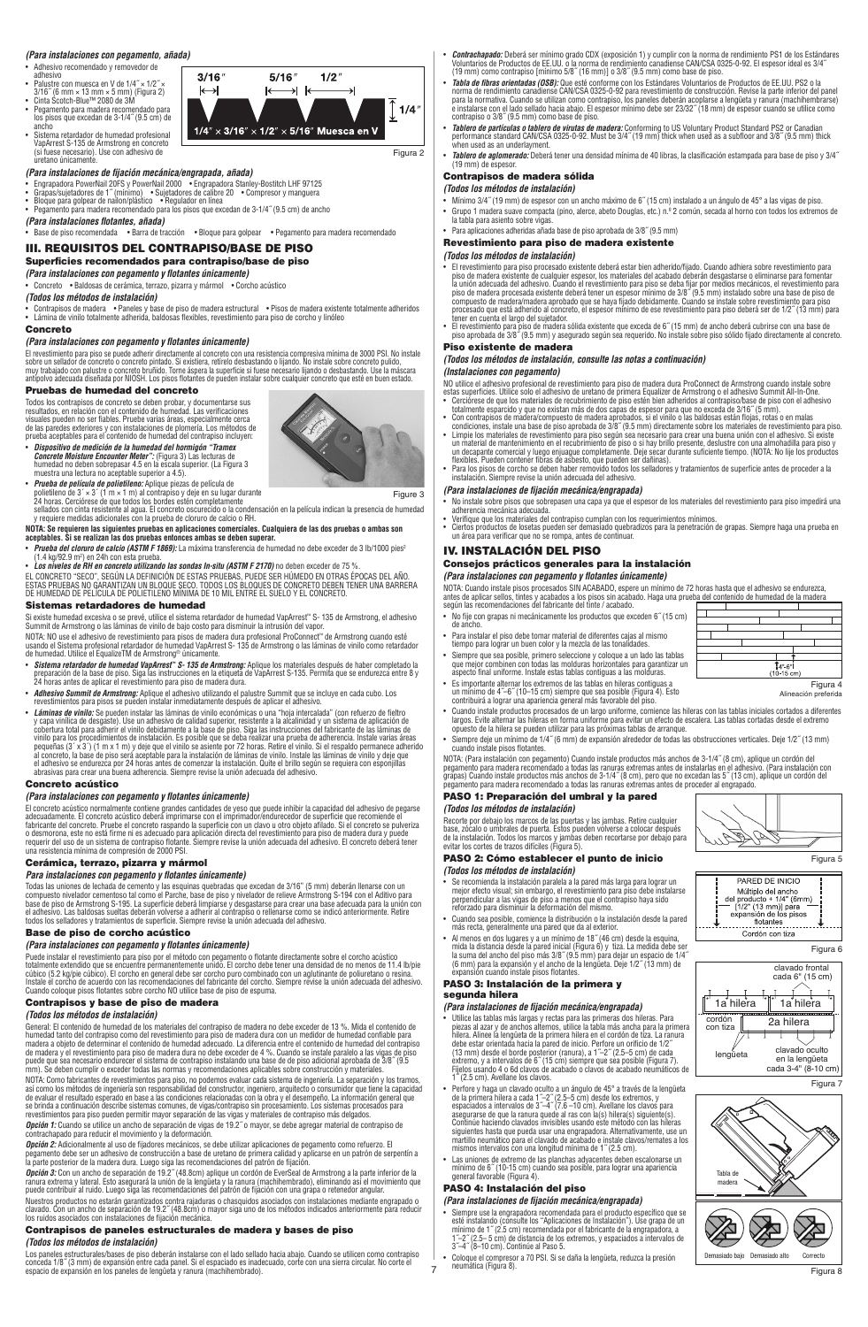*(Para instalaciones con pegamento, añada)*

- Adhesivo recomendado y removedor de adhesivo
- Palustre con muesca en V de 1/4˝ × 1/2˝ × 3/16˝ (6 mm × 13 mm × 5 mm) (Figura 2)
- Cinta Scotch-Blue™ 2080 de 3M
- Pegamento para madera recomendado para los pisos que excedan de 3-1/4˝ (9.5 cm) de ancho
- Sistema retardador de humedad profesional VapArrest S-135 de Armstrong en concreto (si fuese necesario). Use con adhesivo de uretano únicamente.

3/16˝ 5/16˝ 1/2˝ 1/4˝
1/4˝ × 3/16˝ × 1/2˝ × 5/16˝ Muesca en V

Figura 2

*(Para instalaciones de fijación mecánica/engrapada, añada)*

- Engrapadora PowerNail 20FS y PowerNail 2000 • Engrapadora Stanley-Bostitch LHF 97125
- Grapas/sujetadores de 1˝ (mínimo) • Sujetadores de calibre 20 • Compresor y manguera
- Bloque para golpear de nailon/plástico • Regulador en línea
- Pegamento para madera recomendado para los pisos que excedan de 3-1/4˝ (9.5 cm) de ancho

*(Para instalaciones flotantes, añada)*

- Base de piso recomendada • Barra de tracción • Bloque para golpear • Pegamento para madera recomendado

## III. REQUISITOS DEL CONTRAPISO/BASE DE PISO

### Superficies recomendadas para contrapiso/base de piso

*(Para instalaciones con pegamento y flotantes únicamente)*

- Concreto • Baldosas de cerámica, terrazo, pizarra y mármol • Corcho acústico

*(Todos los métodos de instalación)*

- Contrapisos de madera • Paneles y base de piso de madera estructural • Pisos de madera existente totalmente adheridos
- Lámina de vinilo totalmente adherida, baldosas flexibles, revestimiento para piso de corcho y linóleo

### Concreto

*(Para instalaciones con pegamento y flotantes únicamente)*

El revestimiento para piso se puede adherir directamente al concreto con una resistencia compresiva mínima de 3000 PSI. No instale sobre un sellador de concreto o concreto pintado. Si existiera, retírelo desbastando o lijando. No instale sobre concreto pulido, muy trabajado con palustre o concreto bruñido. Torne áspera la superficie si fuese necesario lijando o desbastando. Use la máscara antipolvo adecuada diseñada por NIOSH. Los pisos flotantes se pueden instalar sobre cualquier concreto que esté en buen estado.

### Pruebas de humedad del concreto

Todos los contrapisos de concreto se deben probar, y documentarse sus resultados, en relación con el contenido de humedad. Las verificaciones visuales pueden no ser fiables. Pruebe varias áreas, especialmente cerca de las paredes exteriores y con instalaciones de plomería. Los métodos de prueba aceptables para el contenido de humedad del contrapiso incluyen:

- ***Dispositivo de medición de la humedad del hormigón "Tramex Concrete Moisture Encounter Meter":*** (Figura 3) Las lecturas de humedad no deben sobrepasar 4.5 en la escala superior. (La Figura 3 muestra una lectura no aceptable superior a 4.5).
- ***Prueba de película de polietileno:*** Aplique piezas de película de polietileno de 3´ × 3´ (1 m × 1 m) al contrapiso y deje en su lugar durante 24 horas. Cerciórese de que todos los bordes estén completamente sellados con cinta resistente al agua. El concreto oscurecido o la condensación en la película indican la presencia de humedad y requiere medidas adicionales con la prueba de cloruro de calcio o RH.

Figure 3

**NOTA: Se requieren las siguientes pruebas en aplicaciones comerciales. Cualquiera de las dos pruebas o ambas son aceptables. Si se realizan las dos pruebas entonces ambas se deben superar.**

- ***Prueba del cloruro de calcio (ASTM F 1869):*** La máxima transferencia de humedad no debe exceder de 3 lb/1000 pies$^2$ (1.4 kg/92.9 m$^2$) en 24h con esta prueba.
- ***Los niveles de RH en concreto utilizando las sondas In-situ (ASTM F 2170)*** no deben exceder de 75 %.

EL CONCRETO "SECO", SEGÚN LA DEFINICIÓN DE ESTAS PRUEBAS, PUEDE SER HÚMEDO EN OTRAS ÉPOCAS DEL AÑO. ESTAS PRUEBAS NO GARANTIZAN UN BLOQUE SECO. TODOS LOS BLOQUES DE CONCRETO DEBEN TENER UNA BARRERA DE HUMEDAD DE PELÍCULA DE POLIETILENO MÍNIMA DE 10 MIL ENTRE EL SUELO Y EL CONCRETO.

### Sistemas retardadores de humedad

Si existe humedad excesiva o se prevé, utilice el sistema retardador de humedad VapArrest™ S- 135 de Armstrong, el adhesivo Summit de Armstrong o las láminas de vinilo bajo costo para disminuir la intrusión del vapor.

NOTA: NO use el adhesivo de revestimiento para pisos de madera dura profesional ProConnect™ de Armstrong cuando esté usando el Sistema profesional retardador de humedad VapArrest S- 135 de Armstrong o las láminas de vinilo como retardador de humedad. Utilice el EqualizeTM de Armstrong© únicamente.

- ***Sistema retardador de humedad VapArrest™ S- 135 de Armstrong:*** Aplique las materiales después de haber completado la preparación de la base de piso. Siga las instrucciones en la etiqueta de VapArrest S-135. Permita que se endurezca entre 8 y 24 horas antes de aplicar el revestimiento para piso de madera dura.
- ***Adhesivo Summit de Armstrong:*** Aplique el adhesivo utilizando el palustre Summit que se incluye en cada cubo. Los revestimientos para pisos se pueden instalar inmediatamente después de aplicar el adhesivo.
- ***Láminas de vinilo:*** Se pueden instalar las láminas de vinilo económicas o una "hoja intercalada" (con refuerzo de fieltro y capa vinílica de desgaste). Use un adhesivo de calidad superior, resistente a la alcalinidad y un sistema de aplicación de cobertura total para adherir el vinilo directamente a la base de piso. Siga las instrucciones del fabricante de las láminas de vinilo para los procedimientos de instalación. Es posible que se deba realizar una prueba de adherencia. Instale varias áreas pequeñas (3´ x 3´) (1 m x 1 m) y deje que el vinilo se asiente por 72 horas. Retire el vinilo. Si el respaldo permanece adherido al concreto, la base de piso será aceptable para la instalación de láminas de vinilo. Instale las láminas de vinilo y deje que el adhesivo se endurezca por 24 horas antes de comenzar la instalación. Quite el brillo según se requiera con esponjillas abrasivas para crear una buena adherencia. Siempre revise la unión adecuada del adhesivo.

### Concreto acústico

*(Para instalaciones con pegamento y flotantes únicamente)*

El concreto acústico normalmente contiene grandes cantidades de yeso que puede inhibir la capacidad del adhesivo de pegarse adecuadamente. El concreto acústico deberá imprimarse con el imprimador/endurecedor de superficie que recomiende el fabricante del concreto. Pruebe el concreto raspando la superficie con un clavo u otro objeto afilado. Si el concreto se pulveriza o desmorona, este no está firme ni es adecuado para aplicación directa del revestimiento para piso de madera dura y puede requerir del uso de un sistema de contrapiso flotante. Siempre revise la unión adecuada del adhesivo. El concreto deberá tener una resistencia mínima de compresión de 2000 PSI.

### Cerámica, terrazo, pizarra y mármol

*Para instalaciones con pegamento y flotantes únicamente)*

Todas las uniones de lechada de cemento y las esquinas quebradas que excedan de 3/16" (5 mm) deberán llenarse con un compuesto nivelador cementoso tal como el Patche, base de piso y nivelador de relieve Armstrong S-194 con el Aditivo para base de piso de Armstrong S-195. La superficie deberá limpiarse y desgastarse para crear una base adecuada para la unión con el adhesivo. Las baldosas sueltas deberán volverse a adherir al contrapiso o rellenarse como se indicó anteriormente. Retire todos los selladores y tratamientos de superficie. Siempre revise la unión adecuada del adhesivo.

### Base de piso de corcho acústico

*(Para instalaciones con pegamento y flotantes únicamente)*

Puede instalar el revestimiento para piso por el método con pegamento o flotante directamente sobre el corcho acústico totalmente extendido que se encuentre permanentemente unido. El corcho debe tener una densidad de no menos 11.4 lb/pie cúbico (5.2 kg/pie cúbico). El corcho en general debe ser corcho puro combinado con un aglutinante de poliuretano o resina. Instale el corcho de acuerdo con las recomendaciones del fabricante del corcho. Siempre revise la unión adecuada del adhesivo. Cuando coloque pisos flotantes sobre corcho NO utilice base de piso de espuma.

### Contrapisos y base de piso de madera

*(Todos los métodos de instalación)*

General: El contenido de humedad de los materiales del contrapiso de madera no debe exceder de 13 %. Mida el contenido de humedad tanto del contrapiso como del revestimiento para piso de madera dura con un medidor de humedad confiable para madera a objeto de determinar el contenido de humedad adecuado. La diferencia entre el contenido de humedad del contrapiso de madera y el revestimiento para piso de madera dura no debe exceder de 4 %. Cuando se instale paralelo a las vigas de piso puede que sea necesario endurecer el sistema de contrapiso instalando una base de de piso adicional aprobada de 3/8" (9.5 mm). Se deben cumplir o exceder todas las normas y recomendaciones aplicables sobre construcción y materiales.

NOTA: Como fabricantes de revestimientos para piso, no podemos evaluar cada sistema de ingeniería. La separación y los tramos, así como los métodos de ingeniería son responsabilidad del constructor, ingeniero, arquitecto o consumidor que tiene la capacidad de evaluar el resultado esperado en base a las condiciones relacionadas con la obra y el desempeño. La información general que se brinda a continuación describe sistemas comunes, de vigas/contrapiso sin procesamiento. Los sistemas procesados para revestimientos para piso pueden permitir mayor separación de las vigas y materiales de contrapiso más delgados.

***Opción 1:*** Cuando se utilice un ancho de separación de vigas de 19.2˝ o mayor, se debe agregar material de contrapiso de contrachapado para reducir el movimiento y la deformación.

***Opción 2:*** Adicionalmente al uso de fijadores mecánicos, se debe utilizar aplicaciones de pegamento como refuerzo. El pegamento debe ser un adhesivo de construcción a base de uretano de primera calidad y aplicarse en un patrón de serpentín a la parte posterior de la madera dura. Luego siga las recomendaciones del patrón de fijación.

***Opción 3:*** Con un ancho de separación de 19.2˝ (48.8cm) aplique un cordón de EverSeal de Armstrong a la parte inferior de la ranura extrema y lateral. Esto asegurará la unión de la lengüeta y la ranura (machihembrado), eliminando así el movimiento que puede contribuir al ruido. Luego siga las recomendaciones del patrón de fijación con una grapa o retenedor angular.

Nuestros productos no estarán garantizados contra rajaduras o chasquidos asociados con instalaciones mediante engrapado o clavado. Con un ancho de separación de 19.2˝ (48.8cm) o mayor siga uno de los métodos indicados anteriormente para reducir los ruidos asociados con instalaciones de fijación mecánica.

### Contrapisos de paneles estructurales de madera y bases de piso

*(Todos los métodos de instalación)*

Los paneles estructurales/bases de piso deberán instalarse con el lado sellado hacia abajo. Cuando se utilicen como contrapiso conceda 1/8˝ (3 mm) de expansión entre cada panel. Si el espaciado es inadecuado, corte con una sierra circular. No corte el espacio de expansión en los paneles de lengüeta y ranura (machihembrado).

- ***Contrachapado:*** Deberá ser mínimo grado CDX (exposición 1) y cumplir con la norma de rendimiento PS1 de los Estándares Voluntarios de Productos de EE.UU. o la norma de rendimiento canadiense CAN/CSA 0325-0-92. El espesor ideal es 3/4˝ (19 mm) como contrapiso [mínimo 5/8˝ (16 mm)] o 3/8˝ (9.5 mm) como base de piso.
- ***Tabla de fibras orientadas (OSB):*** Que esté conforme con los Estándares Voluntarios de Productos de EE.UU. PS2 o la norma de rendimiento canadiense CAN/CSA 0325-0-92 para revestimiento de construcción. Revise la parte inferior del panel para la normativa. Cuando se utilizan como contrapiso, los paneles deberán acoplarse a lengüeta y ranura (machihembrase) e instalarse con el lado sellado hacia abajo. El espesor mínimo debe ser 23/32˝ (18 mm) de espesor cuando se utilice como contrapiso o 3/8˝ (9.5 mm) como base de piso.
- ***Tablero de partículas o tablero de virutas de madera:*** Conforming to US Voluntary Product Standard PS2 or Canadian performance standard CAN/CSA 0325-0-92. Must be 3/4˝ (19 mm) thick when used as a subfloor and 3/8˝ (9.5 mm) thick when used as an underlayment.
- ***Tablero de aglomerado:*** Deberá tener una densidad mínima de 40 libras, la clasificación estampada para base de piso y 3/4˝ (19 mm) de espesor.

### Contrapisos de madera sólida

*(Todos los métodos de instalación)*

- Mínimo 3/4˝ (19 mm) de espesor con un ancho máximo de 6˝ (15 cm) instalado a un ángulo de 45° a las vigas de piso.
- Grupo 1 madera suave compacta (pino, alerce, abeto Douglas, etc.) n.º 2 común, secada al horno con todos los extremos de la tabla para asiento sobre vigas.
- Para aplicaciones adheridas añada base de piso aprobada de 3/8˝ (9.5 mm)

### Revestimiento para piso de madera existente

*(Todos los métodos de instalación)*

- El revestimiento para piso procesado existente deberá estar bien adherido/fijado. Cuando adhiera sobre revestimiento para piso de madera existente de cualquier espesor, los materiales del acabado deberán desgastarse o eliminarse para fomentar la unión adecuada del adhesivo. Cuando el revestimiento para piso se deba fijar por medios mecánicos, el revestimiento para piso de madera procesada existente deberá tener un espesor mínimo de 3/8˝ (9.5 mm) instalado sobre una base de piso de compuesto de madera/madera aprobada que se haya fijado debidamente. Cuando se instale sobre revestimiento para piso procesado que esté adherido al concreto, el espesor mínimo de ese revestimiento para piso deberá ser de 1/2˝ (13 mm) para tener en cuenta el largo del sujetador.
- El revestimiento para piso de madera sólida existente que exceda de 6˝ (15 mm) de ancho deberá cubrirse con una base de piso aprobada de 3/8˝ (9.5 mm) y asegurado según sea requerido. No instale sobre piso sólido fijado directamente al concreto.

### Piso existente de madera

*(Todos los métodos de instalación, consulte las notas a continuación)*

*(Instalaciones con pegamento)*

NO utilice el adhesivo profesional de revestimiento para piso de madera dura ProConnect de Armstrong cuando instale sobre estas superficies. Utilice solo el adhesivo de uretano de primera Equalizer de Armstrong o el adhesivo Summit All-In-One.

- Cerciórese de que los materiales de recubrimiento de piso estén bien adheridos al contrapiso/base de piso con el adhesivo totalmente esparcido y que no existan más de dos capas de espesor que no exceda de 3/16˝ (5 mm).
- Con contrapisos de madera/compuesto de madera aprobados, si el vinilo o las baldosas están flojas, rotas o en malas condiciones, instale una base de piso aprobada de 3/8˝ (9.5 mm) directamente sobre los materiales de revestimiento para piso.
- Limpie los materiales de revestimiento para piso según sea necesario para crear una buena unión con el adhesivo. Si existe un material de mantenimiento en el recubrimiento de piso o si hay brillo presente, deslustre con una almohadilla para piso y un decapante comercial y luego enjuague completamente. Deje secar durante suficiente tiempo. (NOTA: No lije los productos flexibles. Pueden contener fibras de asbesto, que pueden ser dañinas).
- Para los pisos de corcho se deben haber removido todos los selladores y tratamientos de superficie antes de proceder a la instalación. Siempre revise la unión adecuada del adhesivo.

*(Para instalaciones de fijación mecánica/engrapada)*

- No instale sobre pisos que sobrepasen una capa ya que el espesor de los materiales del revestimiento para piso impedirá una adherencia mecánica adecuada.
- Verifique que los materiales del contrapiso cumplan con los requerimientos mínimos.
- Ciertos productos de losetas pueden ser demasiado quebradizos para la penetración de grapas. Siempre haga una prueba en un área para verificar que no se rompa, antes de continuar.

## IV. INSTALACIÓN DEL PISO

### Consejos prácticos generales para la instalación

*(Para instalaciones con pegamento y flotantes únicamente)*

NOTA: Cuando instale pisos procesados SIN ACABADO, espere un mínimo de 72 horas hasta que el adhesivo se endurezca, antes de aplicar selladores, tintes y acabados a los pisos sin acabado. Haga una prueba del contenido de humedad de la madera según las recomendaciones del fabricante del tinte / acabado.

- No fije con grapas ni mecánicamente los productos que exceden de 6˝ (15 cm) de ancho.
- Para instalar el piso debe tomar material de diferentes cajas al mismo tiempo para lograr un buen color y la mezcla de las tonalidades.
- Siempre que sea posible, primero seleccione y coloque a un lado las tablas que mejor combinen con todas las molduras horizontales para garantizar un aspecto final uniforme. Instale estas tablas contiguas a las molduras.
- Es importante alternar los extremos de las tablas en hileras contiguas a un mínimo de 4˝–6˝ (10–15 cm) siempre que sea posible (Figura 4). Esto contribuirá a lograr una apariencia general más favorable del piso.
- Cuando instale productos procesados de un largo uniforme, comience las hileras con las tablas iniciales cortadas a diferentes largos. Evite alternar las hileras en forma uniforme para evitar un efecto de escalera. Las tablas cortadas desde el extremo opuesto de la hilera se pueden utilizar para las próximas tablas de arranque.
- Siempre deje un mínimo de 1/4˝ (6 mm) de expansión alrededor de todas las obstrucciones verticales. Deje 1/2˝ (13 mm) cuando instale pisos flotantes.

4˝-6˝ (10-15 cm)

Figura 4
Alineación preferida

NOTA: (Para instalación con pegamento) Cuando instale productos más anchos de 3-1/4˝ (8 cm), aplique un cordón del pegamento para madera recomendado a todas las ranuras extremas antes de instalarlas en el adhesivo. (Para instalación con grapas) Cuando instale productos más anchos de 3-1/4˝ (8 cm), pero que no excedan las 5˝ (13 cm), aplique un cordón del pegamento para madera recomendado a todas las ranuras extremas antes de proceder al engrapado.

### PASO 1: Preparación del umbral y la pared

*(Todos los métodos de instalación)*

Recorte por debajo los marcos de las puertas y las jambas. Retire cualquier base, zócalo o umbrales de puerta. Estos pueden volverse a colocar después de la instalación. Todos los marcos y jambas deben recortarse por debajo para evitar los cortes de trazos difíciles (Figura 5).

Figura 5

### PASO 2: Cómo establecer el punto de inicio

*(Todos los métodos de instalación)*

- Se recomienda la instalación paralela a la pared más larga para lograr un mejor efecto visual; sin embargo, el revestimiento para piso debe instalarse perpendicular a las vigas de piso a menos que el contrapiso haya sido reforzado para disminuir la deformación del mismo.
- Cuando sea posible, comience la distribución o la instalación desde la pared más recta, generalmente una pared que da al exterior.
- Al menos en dos lugares y a un mínimo de 18˝ (46 cm) desde la esquina, mida la distancia desde la pared inicial (Figura 6) y tiza. La medida debe ser la suma del ancho del piso más 3/8˝ (9.5 mm) para dejar un espacio de 1/4˝ (6 mm) para la expansión y el ancho de la lengüeta. Deje 1/2˝ (13 mm) de expansión cuando instale pisos flotantes.

PARED DE INICIO
Múltiplo del ancho del producto + 1/4" (6mm) [1/2" (13 mm)] para expansión de los pisos flotantes
Cordón con tiza

Figura 6

### PASO 3: Instalación de la primera y segunda hilera

*(Para instalaciones de fijación mecánica/engrapada)*

- Utilice las tablas más largas y rectas para las primeras dos hileras. Para piezas al azar y de anchos alternos, utilice la tabla más ancha para la primera hilera. Alinee la lengüeta de la primera hilera en el cordón de tiza. La ranura debe estar orientada hacia la pared de inicio. Perfore un orificio de 1/2˝ (13 mm) desde el borde posterior (ranura), a 1˝–2˝ (2.5–5 cm) de cada extremo, y a intervalos de 6˝ (15 cm) siempre que sea posible (Figura 7). Fíjelos usando 4 o 6d clavos de acabado o clavos de acabado neumáticos de 1˝ (2.5 cm). Avellane los clavos.
- Perfore y haga un clavado oculto a un ángulo de 45° a través de la lengüeta de la primera hilera a cada 1˝–2˝ (2.5–5 cm) desde los extremos, y espaciados a intervalos de 3˝–4˝ (7.6 –10 cm). Avellane los clavos para asegurarse de que la ranura quede al ras con la(s) hilera(s) siguiente(s). Continúe haciendo clavados invisibles usando este método con las hileras siguientes hasta que pueda usar una engrapadora. Alternativamente, use un martillo neumático para el clavado de acabado e instale clavos/remates a los mismos intervalos con una longitud mínima de 1˝ (2.5 cm).
- Las uniones de extremo de las planchas adyacentes deben escalonarse un mínimo de 6˝ (10-15 cm) cuando sea posible, para lograr una apariencia general favorable (Figura 4).

clavado frontal cada 6" (15 cm)
1a hilera 1a hilera
cordón con tiza
2a hilera
lengüeta
clavado oculto en la lengüeta cada 3-4" (8-10 cm)

Figura 7

### PASO 4: Instalación del piso

*(Para instalaciones de fijación mecánica/engrapada)*

- Siempre use la engrapadora recomendada para el producto específico que se esté instalando (consulte los "Aplicaciones de Instalación"). Use grapa de un mínimo de 1˝ (2.5 cm) recomendada por el fabricante de la engrapadora, a 1˝–2˝ (2.5–5 cm) de distancia de los extremos, y espaciados a intervalos de 3˝–4˝ (8–10 cm). Continúe al Paso 5.
- Coloque el compresor a 70 PSI. Si se daña la lengüeta, reduzca la presión neumática (Figura 8).

Tabla de madera
Demasiado bajo Demasiado alto Correcto

Figura 8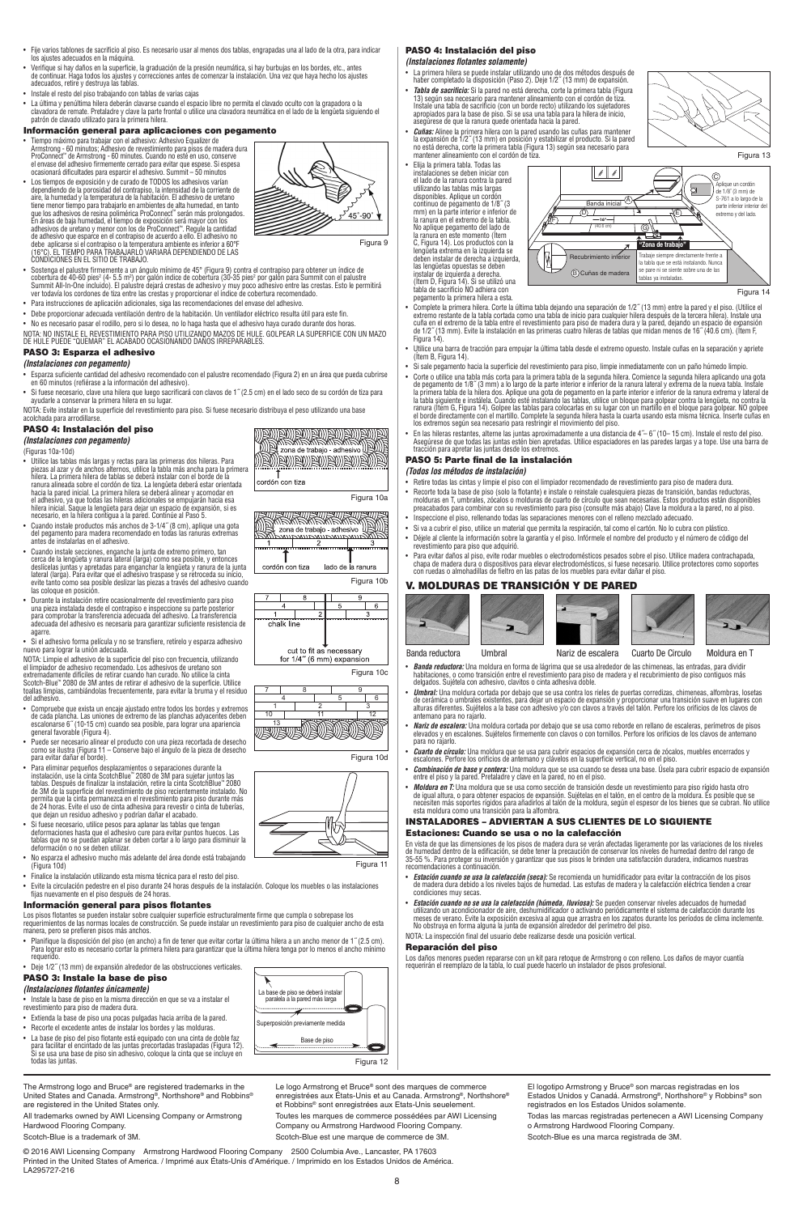- Fije varios tablones de sacrificio al piso. Es necesario usar al menos dos tablas, engrapadas una al lado de la otra, para indicar los ajustes adecuados en la máquina.
- Verifique si hay daños en la superficie, la graduación de la presión neumática, si hay burbujas en los bordes, etc., antes de continuar. Haga todos los ajustes y correcciones antes de comenzar la instalación. Una vez que haya hecho los ajustes adecuados, retire y destruya las tablas.
- Instale el resto del piso trabajando con tablas de varias cajas
- La última y penúltima hilera deberán clavarse cuando el espacio libre no permita el clavado oculto con la grapadora o la clavadora de remate. Pretaladre y clave la parte frontal o utilice una clavadora neumática en el lado de la lengüeta siguiendo el patrón de clavado utilizado para la primera hilera.

### Información general para aplicaciones con pegamento

- Tiempo máximo para trabajar con el adhesivo: Adhesivo Equalizer de Armstrong - 60 minutos; Adhesivo de revestimiento para pisos de madera dura ProConnect™ de Armstrong - 60 minutos. Cuando no esté en uso, conserve el envase del adhesivo firmemente cerrado para evitar que espese. Si espesa ocasionará dificultades para esparcir el adhesivo. Summit – 50 minutos
- Los tiempos de exposición y de curado de TODOS los adhesivos varían dependiendo de la porosidad del contrapiso, la intensidad de la corriente de aire, la humedad y la temperatura de la habitación. El adhesivo de uretano tiene menor tiempo para trabajarlo en ambientes de alta humedad, en tanto que los adhesivos de resina polimérica ProConnect™ serán más prolongados. En áreas de baja humedad, el tiempo de exposición será mayor con los adhesivos de uretano y menor con los de ProConnect™. Regule la cantidad de adhesivo que esparce en el contrapiso de acuerdo a ello. El adhesivo no debe aplicarse si el contrapiso o la temperatura ambiente es inferior a 60°F (16°C). EL TIEMPO PARA TRABAJARLO VARIARÁ DEPENDIENDO DE LAS CONDICIONES EN EL SITIO DE TRABAJO.

45°-90°

Figura 9

- Sostenga el palustre firmemente a un ángulo mínimo de 45° (Figura 9) contra el contrapiso para obtener un índice de cobertura de 40-60 pies² (4- 5.5 m²) por galón índice de cobertura (30-35 pies² por galón para Summit con el palustre Summit All-In-One incluido). El palustre dejará crestas de adhesivo y muy poco adhesivo entre las crestas. Esto le permitirá ver todavía los cordones de tiza entre las crestas y proporcionar el índice de cobertura recomendado.
- Para instrucciones de aplicación adicionales, siga las recomendaciones del envase del adhesivo.
- Debe proporcionar adecuada ventilación dentro de la habitación. Un ventilador eléctrico resulta útil para este fin.
- No es necesario pasar el rodillo, pero si lo desea, no lo haga hasta que el adhesivo haya curado durante dos horas.

NOTA: NO INSTALE EL REVESTIMIENTO PARA PISO UTILIZANDO MAZOS DE HULE. GOLPEAR LA SUPERFICIE CON UN MAZO DE HULE PUEDE "QUEMAR" EL ACABADO OCASIONANDO DAÑOS IRREPARABLES.

### PASO 3: Esparza el adhesivo

*(Instalaciones con pegamento)*

- Esparza suficiente cantidad del adhesivo recomendado con el palustre recomendado (Figura 2) en un área que pueda cubrirse en 60 minutos (refiérase a la información del adhesivo).
- Si fuese necesario, clave una hilera que luego sacrificará con clavos de 1" (2.5 cm) en el lado seco de su cordón de tiza para ayudarle a conservar la primera hilera en su lugar.

NOTA: Evite instalar en la superficie del revestimiento para piso. Si fuese necesario distribuya el peso utilizando una base acolchada para arrodillarse.

### PASO 4: Instalación del piso

*(Instalaciones con pegamento)*

(Figuras 10a-10d)

- Utilice las tablas más largas y rectas para las primeras dos hileras. Para piezas al azar y de anchos alternos, utilice la tabla más ancha para la primera hilera. La primera hilera de tablas se deberá instalar con el borde de la ranura alineada sobre el cordón de tiza. La lengüeta deberá estar orientada hacia la pared inicial. La primera hilera se deberá alinear y acomodar en el adhesivo, ya que todas las hileras adicionales se empujarán hacia esa hilera inicial. Saque la lengüeta para dejar un espacio de expansión, si es necesario, en la hilera contigua a la pared. Continúe al Paso 5.
- Cuando instale productos más anchos de 3-1/4" (8 cm), aplique una gota del pegamento para madera recomendado en todas las ranuras extremas antes de instalarlas en el adhesivo.
- Cuando instale secciones, enganche la junta de extremo primero, tan cerca de la lengüeta y ranura lateral (larga) como sea posible, y entonces deslícelas juntas y apretadas para enganchar la lengüeta y ranura de la junta lateral (larga). Para evitar que el adhesivo traspase y se retroceda su inicio, evite tanto como sea posible deslizar las piezas a través del adhesivo cuando las coloque en posición.
- Durante la instalación retire ocasionalmente del revestimiento para piso una pieza instalada desde el contrapiso e inspeccione su parte posterior para comprobar la transferencia adecuada del adhesivo. La transferencia adecuada del adhesivo es necesaria para garantizar suficiente resistencia de agarre.
- Si el adhesivo forma película y no se transfiere, retírelo y esparza adhesivo nuevo para lograr la unión adecuada.

NOTA: Limpie el adhesivo de la superficie del piso con frecuencia, utilizando el limpiador de adhesivo recomendado. Los adhesivos de uretano son extremadamente difíciles de retirar cuando han curado. No utilice la cinta Scotch-Blue™ 2080 de 3M antes de retirar el adhesivo de la superficie. Utilice toallas limpias, cambiándolas frecuentemente, para evitar la bruma y el residuo del adhesivo.

- Compruebe que exista un encaje ajustado entre todos los bordes y extremos de cada plancha. Las uniones de extremo de las planchas adyacentes deben escalonarse 6" (10-15 cm) cuando sea posible, para lograr una apariencia general favorable (Figura 4).
- Puede ser necesario alinear el producto con una pieza recortada de desecho como se ilustra (Figura 11 – Conserve bajo el ángulo de la pieza de desecho para evitar dañar el borde).
- Para eliminar pequeños desplazamientos o separaciones durante la instalación, use la cinta ScotchBlue™ 2080 de 3M para sujetar juntos las tablas. Después de finalizar la instalación, retire la cinta ScotchBlue™ 2080 de 3M de la superficie del revestimiento de piso recientemente instalado. No permita que la cinta permanezca en el revestimiento para piso durante más de 24 horas. Evite el uso de cinta adhesiva para revestir o cinta de tuberías, que dejan un residuo adhesivo y podrían dañar el acabado.
- Si fuese necesario, utilice pesos para aplanar las tablas que tengan deformaciones hasta que el adhesivo cure para evitar puntos huecos. Las tablas que no se puedan aplanar se deben cortar a lo largo para disminuir la deformación o no se deben utilizar.
- No esparza el adhesivo mucho más adelante del área donde está trabajando (Figura 10d)
- Finalice la instalación utilizando esta misma técnica para el resto del piso.
- Evite la circulación pedestre en el piso durante 24 horas después de la instalación. Coloque los muebles o las instalaciones fijas nuevamente en el piso después de 24 horas.

zona de trabajo - adhesivo

cordón con tiza

Figura 10a

zona de trabajo - adhesivo

cordón con tiza   lado de la ranura

Figura 10b

chalk line

cut to fit as necessary for 1/4" (6 mm) expansion

Figura 10c

Figura 10d

Figura 11

### Información general para pisos flotantes

Los pisos flotantes se pueden instalar sobre cualquier superficie estructuralmente firme que cumpla o sobrepase los requerimientos de las normas locales de construcción. Se puede instalar un revestimiento para piso de cualquier ancho de esta manera, pero se prefieren pisos más anchos.

- Planifique la disposición del piso (en ancho) a fin de tener que evitar cortar la última hilera a un ancho menor de 1" (2.5 cm). Para lograr esto es necesario cortar la primera hilera para garantizar que la última hilera tenga por lo menos el ancho mínimo requerido.
- Deje 1/2" (13 mm) de expansión alrededor de las obstrucciones verticales.

### PASO 3: Instale la base de piso

*(Instalaciones flotantes únicamente)*

- Instale la base de piso en la misma dirección en que se va a instalar el revestimiento para piso de madera dura.
- Extienda la base de piso una pocas pulgadas hacia arriba de la pared.
- Recorte el excedente antes de instalar los bordes y las molduras.
- La base de piso del piso flotante está equipado con una cinta de doble faz para facilitar el encintado de las juntas precortadas traslapadas (Figura 12). Si se usa una base de piso sin adhesivo, coloque la cinta que se incluye en todas las juntas.

La base de piso se deberá instalar paralela a la pared más larga

Superposición previamente medida

Base de piso

Figura 12

### PASO 4: Instalación del piso

*(Instalaciones flotantes solamente)*

- La primera hilera se puede instalar utilizando uno de dos métodos después de haber completado la disposición (Paso 2). Deje 1/2" (13 mm) de expansión.
- ***Tabla de sacrificio:*** Si la pared no está derecha, corte la primera tabla (Figura 13) según sea necesario para mantener alineamiento con el cordón de tiza. Instale una tabla de sacrificio (con un borde recto) utilizando los sujetadores apropiados para la base de piso. Si se usa una tabla para la hilera de inicio, asegúrese de que la ranura quede orientada hacia la pared.
- ***Cuñas:*** Alinee la primera hilera con la pared usando las cuñas para mantener la expansión de 1/2" (13 mm) en posición y estabilizar el producto. Si la pared no está derecha, corte la primera tabla (Figura 13) según sea necesario para mantener alineamiento con el cordón de tiza.

Figura 13

- Elija la primera tabla. Todas las instalaciones se deben iniciar con el lado de la ranura contra la pared utilizando las tablas más largas disponibles. Aplique un cordón continuo de pegamento de 1/8" (3 mm) en la parte interior e inferior de la ranura en el extremo de la tabla. No aplique pegamento del lado de la ranura en este momento (Ítem C, Figura 14). Los productos con la lengüeta extrema en la izquierda se deben instalar de derecha a izquierda, las lengüetas opuestas se deben instalar de izquierda a derecha. (Ítem D, Figura 14). Si se utilizó una tabla de sacrificio NO adhiera con pegamento la primera hilera a esta.

Banda inicial (A)

(D)

(E)

16" (40.6 cm)

(C)

"Zona de trabajo"

Recubrimiento inferior

(B) Cuñas de madera

(C) Aplique un cordón de 1/8" (3 mm) de S-761 a lo largo de la parte inferior interior del extremo y del lado.

Trabaje siempre directamente frente a la tabla que se está instalando. Nunca se pare ni se siente sobre una de las tablas ya instaladas.

Figura 14

- Complete la primera hilera. Corte la última tabla dejando una separación de 1/2" (13 mm) entre la pared y el piso. (Utilice el extremo restante de la tabla cortada como una tabla de inicio para cualquier hilera después de la tercera hilera). Instale una cuña en el extremo de la tabla entre el revestimiento para piso de madera dura y la pared, dejando un espacio de expansión de 1/2" (13 mm). Evite la instalación en las primeras cuatro hileras de tablas que midan menos de 16" (40.6 cm). (Ítem F, Figura 14).
- Utilice una barra de tracción para empujar la última tabla desde el extremo opuesto. Instale cuñas en la separación y apriete (Ítem B, Figura 14).
- Si sale pegamento hacia la superficie del revestimiento para piso, limpie inmediatamente con un paño húmedo limpio.
- Corte o utilice una tabla más corta para la primera tabla de la segunda hilera. Comience la segunda hilera aplicando una gota de pegamento de 1/8" (3 mm) a lo largo de la parte interior e inferior de la ranura lateral y extrema de la nueva tabla. Instale la primera tabla de la hilera dos. Aplique una gota de pegamento en la parte interior e inferior de la ranura extrema y lateral de la tabla siguiente e instálela. Cuando esté instalando las tablas, utilice un bloque para golpear contra la lengüeta, no contra la ranura (Ítem G, Figura 14). Golpee las tablas para colocarlas en su lugar con un martillo en el bloque para golpear. NO golpee el borde directamente con el martillo. Complete la segunda hilera hasta la cuarta usando esta misma técnica. Inserte cuñas en los extremos según sea necesario para restringir el movimiento del piso.
- En las hileras restantes, alterne las juntas aproximadamente a una distancia de 4"– 6" (10– 15 cm). Instale el resto del piso. Asegúrese de que todas las juntas estén bien apretadas. Utilice espaciadores en las paredes largas y a tope. Use una barra de tracción para apretar las juntas desde los extremos.

### PASO 5: Parte final de la instalación

*(Todos los métodos de instalación)*

- Retire todas las cintas y limpie el piso con el limpiador recomendado de revestimiento para piso de madera dura.
- Recorte toda la base de piso (solo la flotante) e instale o reinstale cualesquiera piezas de transición, bandas reductoras, molduras en T, umbrales, zócalos o molduras de cuarto de círculo que sean necesarias. Estos productos están disponibles preacabados para combinar con su revestimiento para piso (consulte más abajo) Clave la moldura a la pared, no al piso.
- Inspeccione el piso, rellenando todas las separaciones menores con el relleno mezclado adecuado.
- Si va a cubrir el piso, utilice un material que permita la respiración, tal como el cartón. No lo cubra con plástico.
- Déjele al cliente la información sobre la garantía y el piso. Infórmele el nombre del producto y el número de código del revestimiento para piso que adquirió.
- Para evitar daños al piso, evite rodar muebles o electrodomésticos pesados sobre el piso. Utilice madera contrachapada, chapa de madera dura o dispositivos para elevar electrodomésticos, si fuese necesario. Utilice protectores como soportes con ruedas o almohadillas de fieltro en las patas de los muebles para evitar dañar el piso.

## V. MOLDURAS DE TRANSICIÓN Y DE PARED

Banda reductora   Umbral   Nariz de escalera   Cuarto De Círculo   Moldura en T

- ***Banda reductora:*** Una moldura en forma de lágrima que se usa alrededor de las chimeneas, las entradas, para dividir habitaciones, o como transición entre el revestimiento para piso de madera y el recubrimiento de pisos contiguos más delgados. Sujétela con adhesivo, clavitos o cinta adhesiva doble.
- ***Umbral:*** Una moldura cortada por debajo que se usa contra los rieles de puertas corredizas, chimeneas, alfombras, losetas de cerámica o umbrales existentes, para dejar un espacio de expansión y proporcionar una transición suave en lugares con alturas diferentes. Sujételas a la base con clavos o con tornillos y clavos a través del talón. Perfore los orificios de los clavos de antemano para no rajarlo.
- ***Nariz de escalera:*** Una moldura cortada por debajo que se usa como reborde en rellano de escaleras, perímetros de pisos elevados y en escalones. Sujételos firmemente con clavos o con tornillos. Perfore los orificios de los clavos de antemano para no rajarlo.
- ***Cuarto de círculo:*** Una moldura que se usa para cubrir espacios de expansión cerca de zócalos, muebles encerrados y escalones. Perfore los orificios de antemano y clávelos en la superficie vertical, no en el piso.
- ***Combinación de base y cantera:*** Una moldura que se usa cuando se desea una base. Úsela para cubrir espacio de expansión entre el piso y la pared. Pretaladre y clave en la pared, no en el piso.
- ***Moldura en T:*** Una moldura que se usa como sección de transición desde un revestimiento para piso rígido hasta otro de igual altura, o para obtener espacios de expansión. Sujételas en el talón, en el centro de la moldura. Es posible que se necesiten más soportes rígidos para añadirlos al talón de la moldura, según el espesor de los bienes que se cubran. No utilice esta moldura como una transición para la alfombra.

### INSTALADORES – ADVIERTAN A SUS CLIENTES DE LO SIGUIENTE

### Estaciones: Cuando se usa o no la calefacción

En vista de que las dimensiones de los pisos de madera dura se verán afectadas ligeramente por las variaciones de los niveles de humedad dentro de la edificación, se debe tener la precaución de conservar los niveles de humedad dentro del rango de 35-55 %. Para proteger su inversión y garantizar que sus pisos le brinden una satisfacción duradera, indicamos nuestras recomendaciones a continuación.

- ***Estación cuando se usa la calefacción (seca):*** Se recomienda un humidificador para evitar la contracción de los pisos de madera dura debido a los niveles bajos de humedad. Las estufas de madera y la calefacción eléctrica tienden a crear condiciones muy secas.
- ***Estación cuando no se usa la calefacción (húmeda, lluviosa):*** Se pueden conservar niveles adecuados de humedad utilizando un acondicionador de aire, deshumidificador o activando periódicamente el sistema de calefacción durante los meses de verano. Evite la exposición excesiva al agua que arrastra en los zapatos durante los periodos de clima inclemente. No obstruya en forma alguna la junta de expansión alrededor del perímetro del piso.

NOTA: La inspección final del usuario debe realizarse desde una posición vertical.

### Reparación del piso

Los daños menores pueden repararse con un kit para retoque de Armstrong o con relleno. Los daños de mayor cuantía requerirán el reemplazo de la tabla, lo cual puede hacerlo un instalador de pisos profesional.

---

The Armstrong logo and Bruce® are registered trademarks in the United States and Canada. Armstrong®, Northshore® and Robbins® are registered in the United States only.
All trademarks owned by AWI Licensing Company or Armstrong Hardwood Flooring Company.
Scotch-Blue is a trademark of 3M.

Le logo Armstrong et Bruce® sont des marques de commerce enregistrées aux États-Unis et au Canada. Armstrong®, Northshore® et Robbins® sont enregistrées aux Etats-Unis seuelement.
Toutes les marques de commerce possédées par AWI Licensing Company ou Armstrong Hardwood Flooring Company.
Scotch-Blue est une marque de commerce de 3M.

El logotipo Armstrong y Bruce® son marcas registradas en los Estados Unidos y Canadá. Armstrong®, Northshore® y Robbins® son registrados en los Estados Unidos solamente.
Todas las marcas registradas pertenecen a AWI Licensing Company o Armstrong Hardwood Flooring Company.
Scotch-Blue es una marca registrada de 3M.

© 2016 AWI Licensing Company   Armstrong Hardwood Flooring Company   2500 Columbia Ave., Lancaster, PA 17603
Printed in the United States of America. / Imprimé aux États-Unis d'Amérique. / Imprimido en los Estados Unidos de América.
LA295727-216